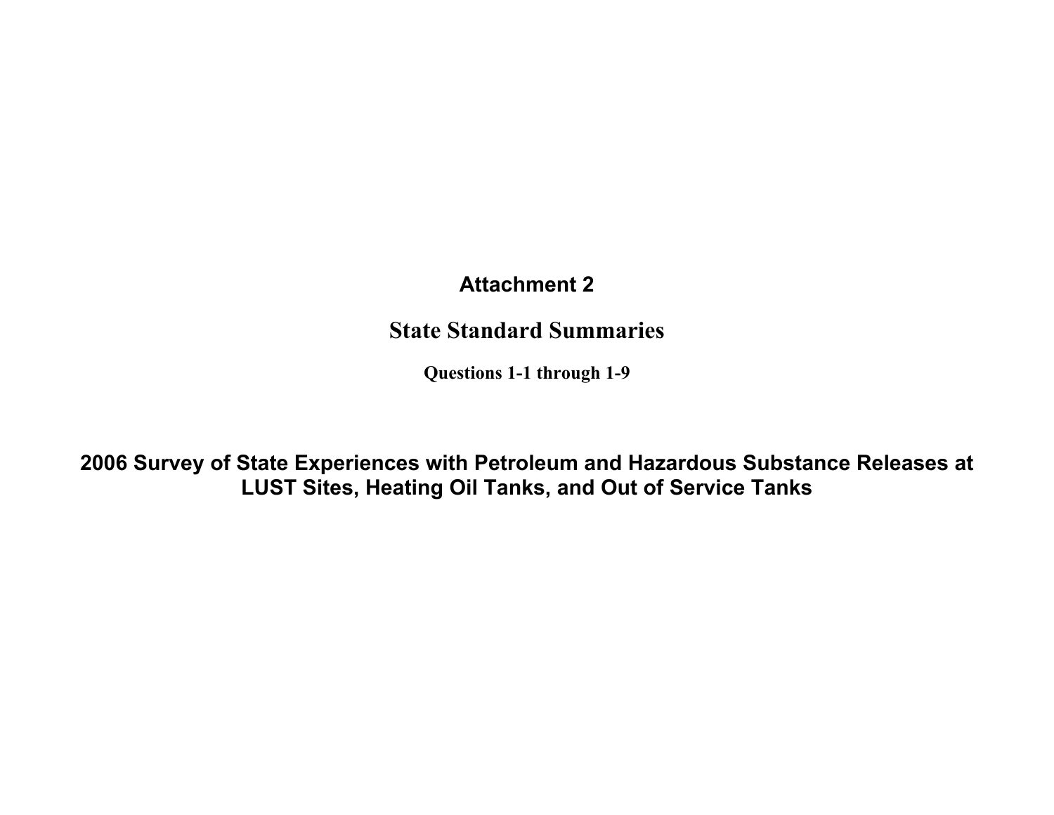# Attachment 2

## State Standard Summaries

### Questions 1-1 through 1-9

## 2006 Survey of State Experiences with Petroleum and Hazardous Substance Releases at LUST Sites, Heating Oil Tanks, and Out of Service Tanks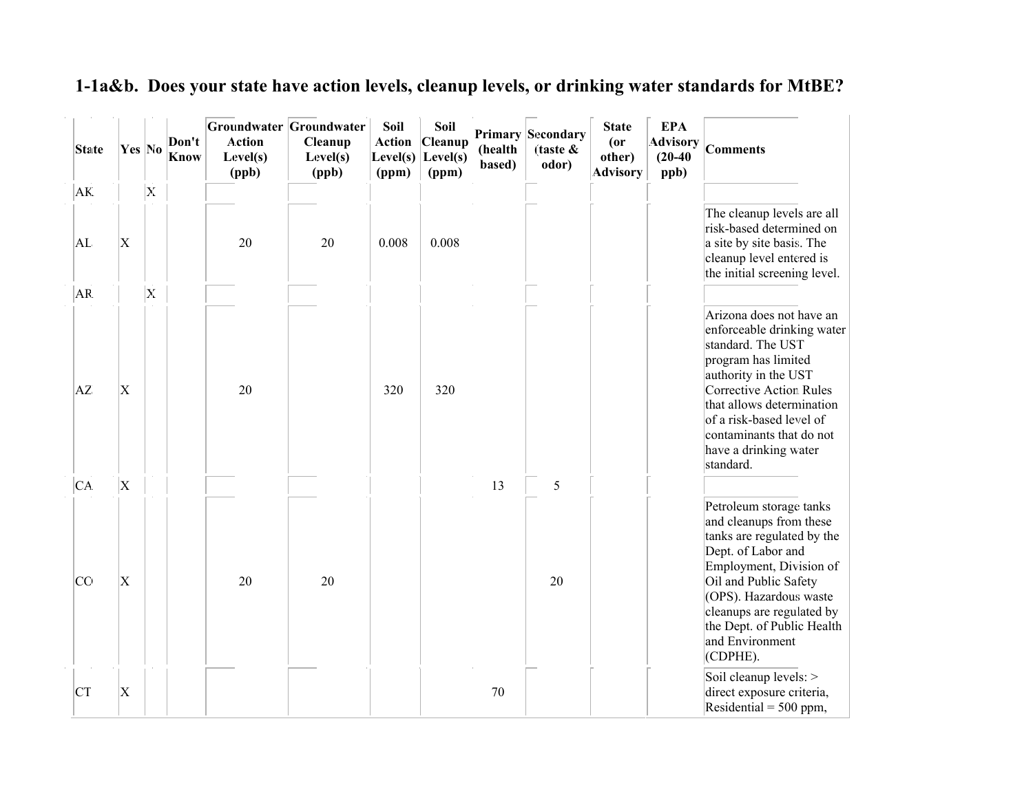## 1-1a&b. Does your state have action levels, cleanup levels, or drinking water standards for MtBE?

| State | Yes | No | Don't Know | Groundwater Action Level(s) (ppb) | Groundwater Cleanup Level(s) (ppb) | Soil Action Level(s) (ppm) | Soil Cleanup Level(s) (ppm) | Primary (health based) | Secondary (taste & odor) | State (or other) Advisory | EPA Advisory (20-40 ppb) | Comments |
|---|---|---|---|---|---|---|---|---|---|---|---|---|
| AK | | X | | | | | | | | | | |
| AL | X | | | 20 | 20 | 0.008 | 0.008 | | | | | The cleanup levels are all risk-based determined on a site by site basis. The cleanup level entered is the initial screening level. |
| AR | | X | | | | | | | | | | |
| AZ | X | | | 20 | | 320 | 320 | | | | | Arizona does not have an enforceable drinking water standard. The UST program has limited authority in the UST Corrective Action Rules that allows determination of a risk-based level of contaminants that do not have a drinking water standard. |
| CA | X | | | | | | | 13 | 5 | | | |
| CO | X | | | 20 | 20 | | | | 20 | | | Petroleum storage tanks and cleanups from these tanks are regulated by the Dept. of Labor and Employment, Division of Oil and Public Safety (OPS). Hazardous waste cleanups are regulated by the Dept. of Public Health and Environment (CDPHE). |
| CT | X | | | | | | | 70 | | | | Soil cleanup levels: > direct exposure criteria, Residential = 500 ppm, |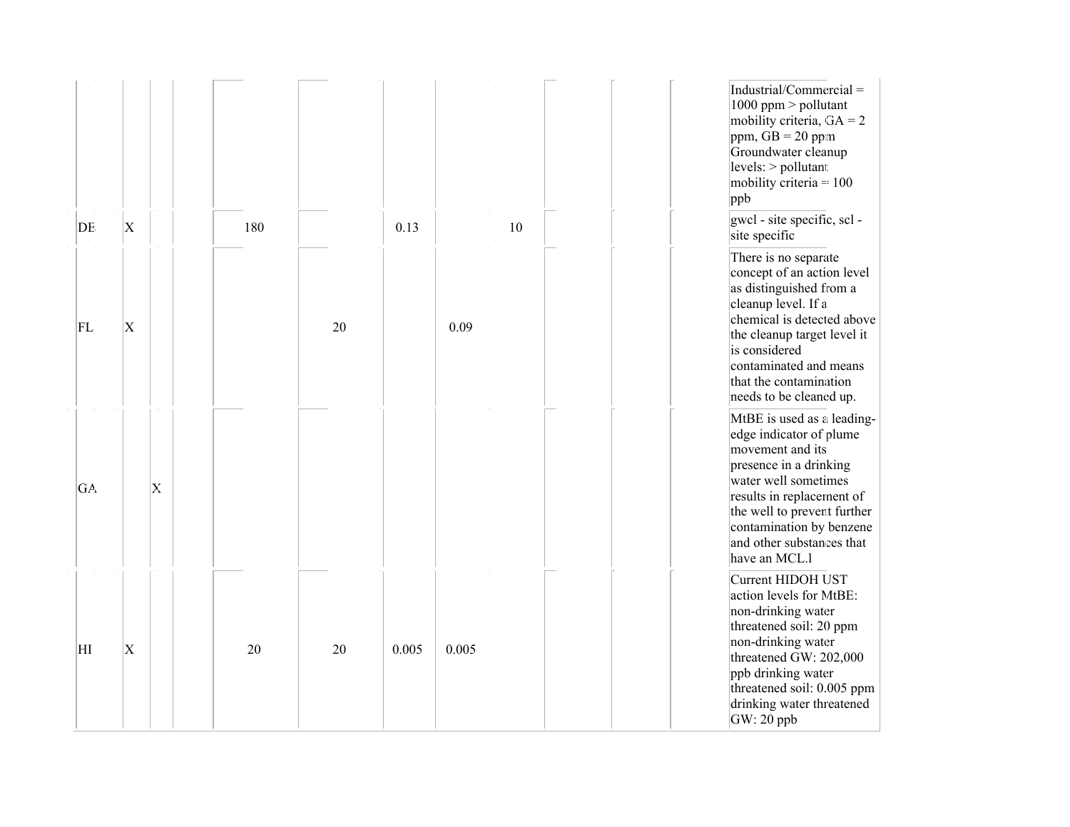| | | | | | | | | | | | | |
|---|---|---|---|---|---|---|---|---|---|---|---|---|
| | | | | | | | | | | | | Industrial/Commercial = 1000 ppm > pollutant mobility criteria, GA = 2 ppm, GB = 20 ppm Groundwater cleanup levels: > pollutant mobility criteria = 100 ppb |
| DE | X | | | 180 | | 0.13 | | 10 | | | | gwcl - site specific, scl - site specific |
| FL | X | | | | 20 | | 0.09 | | | | | There is no separate concept of an action level as distinguished from a cleanup level. If a chemical is detected above the cleanup target level it is considered contaminated and means that the contamination needs to be cleaned up. |
| GA | | X | | | | | | | | | | MtBE is used as a leading-edge indicator of plume movement and its presence in a drinking water well sometimes results in replacement of the well to prevent further contamination by benzene and other substances that have an MCL.l |
| HI | X | | | 20 | 20 | 0.005 | 0.005 | | | | | Current HIDOH UST action levels for MtBE: non-drinking water threatened soil: 20 ppm non-drinking water threatened GW: 202,000 ppb drinking water threatened soil: 0.005 ppm drinking water threatened GW: 20 ppb |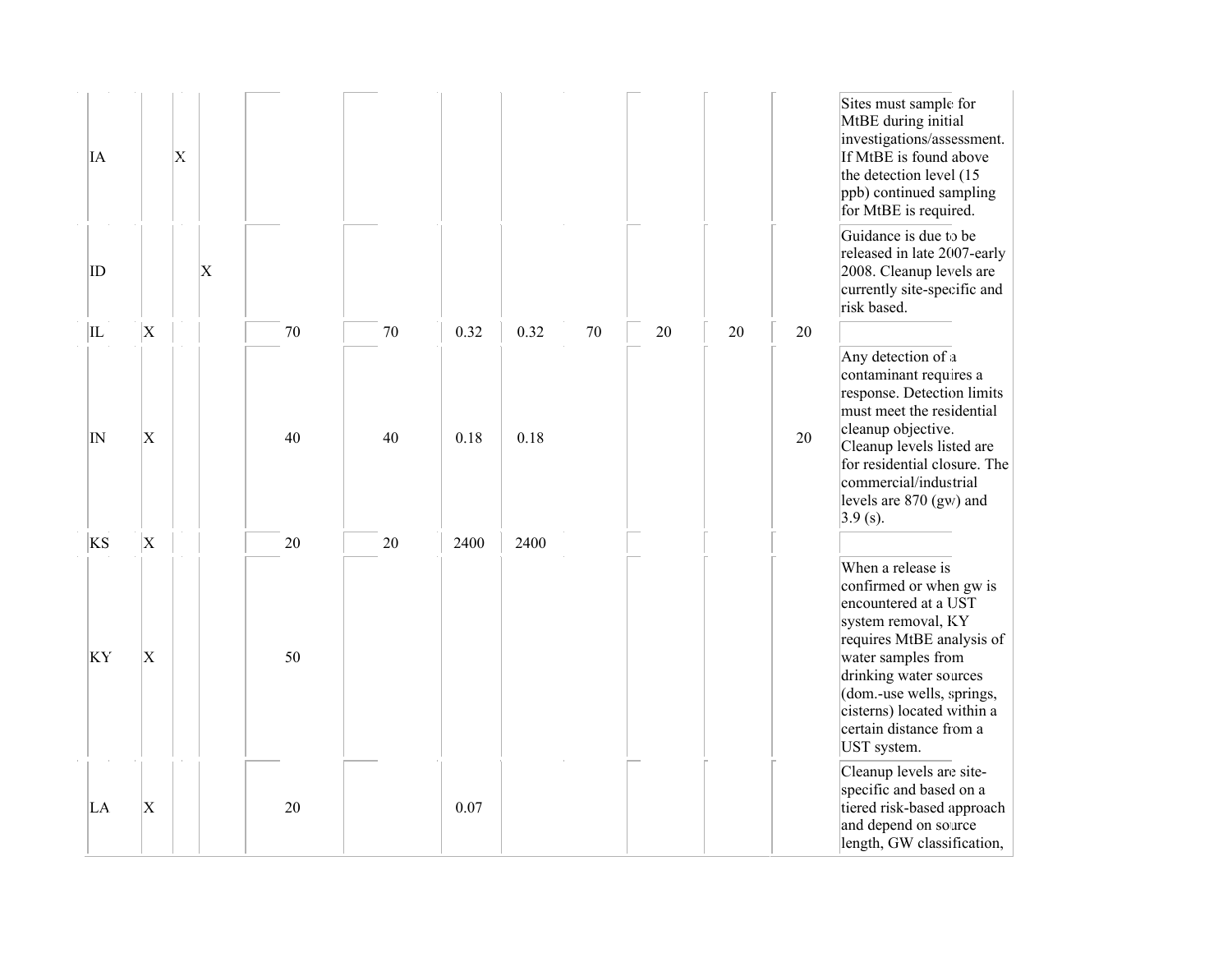| | | | | | | | | | | | | |
|---|---|---|---|---|---|---|---|---|---|---|---|---|
| IA | | X | | | | | | | | | | Sites must sample for MtBE during initial investigations/assessment. If MtBE is found above the detection level (15 ppb) continued sampling for MtBE is required. |
| ID | | | X | | | | | | | | | Guidance is due to be released in late 2007-early 2008. Cleanup levels are currently site-specific and risk based. |
| IL | X | | | 70 | 70 | 0.32 | 0.32 | 70 | 20 | 20 | 20 | |
| IN | X | | | 40 | 40 | 0.18 | 0.18 | | | | 20 | Any detection of a contaminant requires a response. Detection limits must meet the residential cleanup objective. Cleanup levels listed are for residential closure. The commercial/industrial levels are 870 (gw) and 3.9 (s). |
| KS | X | | | 20 | 20 | 2400 | 2400 | | | | | |
| KY | X | | | 50 | | | | | | | | When a release is confirmed or when gw is encountered at a UST system removal, KY requires MtBE analysis of water samples from drinking water sources (dom.-use wells, springs, cisterns) located within a certain distance from a UST system. |
| LA | X | | | 20 | | 0.07 | | | | | | Cleanup levels are site-specific and based on a tiered risk-based approach and depend on source length, GW classification, |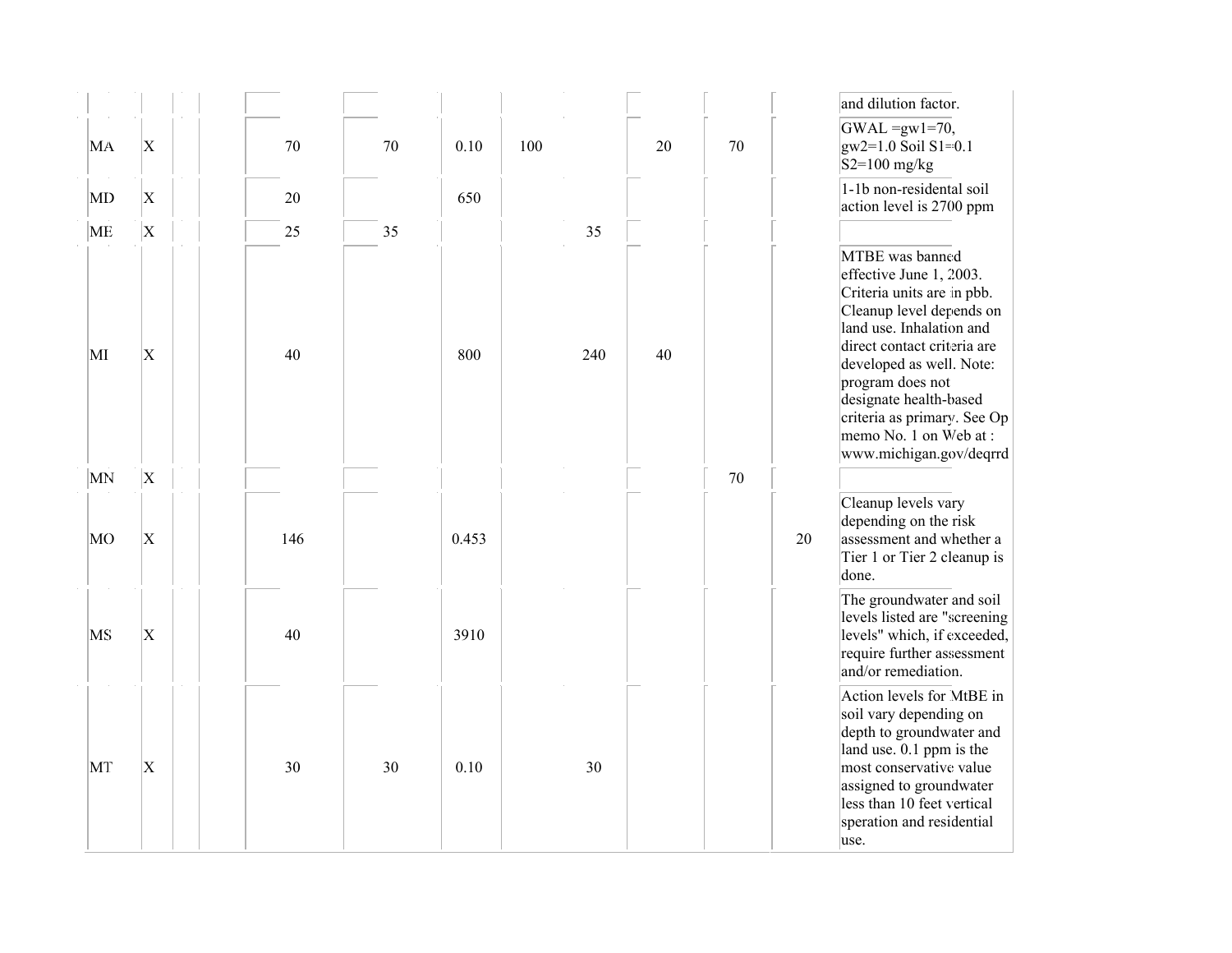| | | | | | | | | | | | | |
|---|---|---|---|---|---|---|---|---|---|---|---|---|
| | | | | | | | | | | | | and dilution factor. |
| MA | X | | | 70 | 70 | 0.10 | 100 | | 20 | 70 | | GWAL =gw1=70, gw2=1.0 Soil S1=0.1 S2=100 mg/kg |
| MD | X | | | 20 | | 650 | | | | | | 1-1b non-residental soil action level is 2700 ppm |
| ME | X | | | 25 | 35 | | | 35 | | | | |
| MI | X | | | 40 | | 800 | | 240 | 40 | | | MTBE was banned effective June 1, 2003. Criteria units are in pbb. Cleanup level depends on land use. Inhalation and direct contact criteria are developed as well. Note: program does not designate health-based criteria as primary. See Op memo No. 1 on Web at : www.michigan.gov/deqrrd |
| MN | X | | | | | | | | | 70 | | |
| MO | X | | | 146 | | 0.453 | | | | | 20 | Cleanup levels vary depending on the risk assessment and whether a Tier 1 or Tier 2 cleanup is done. |
| MS | X | | | 40 | | 3910 | | | | | | The groundwater and soil levels listed are "screening levels" which, if exceeded, require further assessment and/or remediation. |
| MT | X | | | 30 | 30 | 0.10 | | 30 | | | | Action levels for MtBE in soil vary depending on depth to groundwater and land use. 0.1 ppm is the most conservative value assigned to groundwater less than 10 feet vertical speration and residential use. |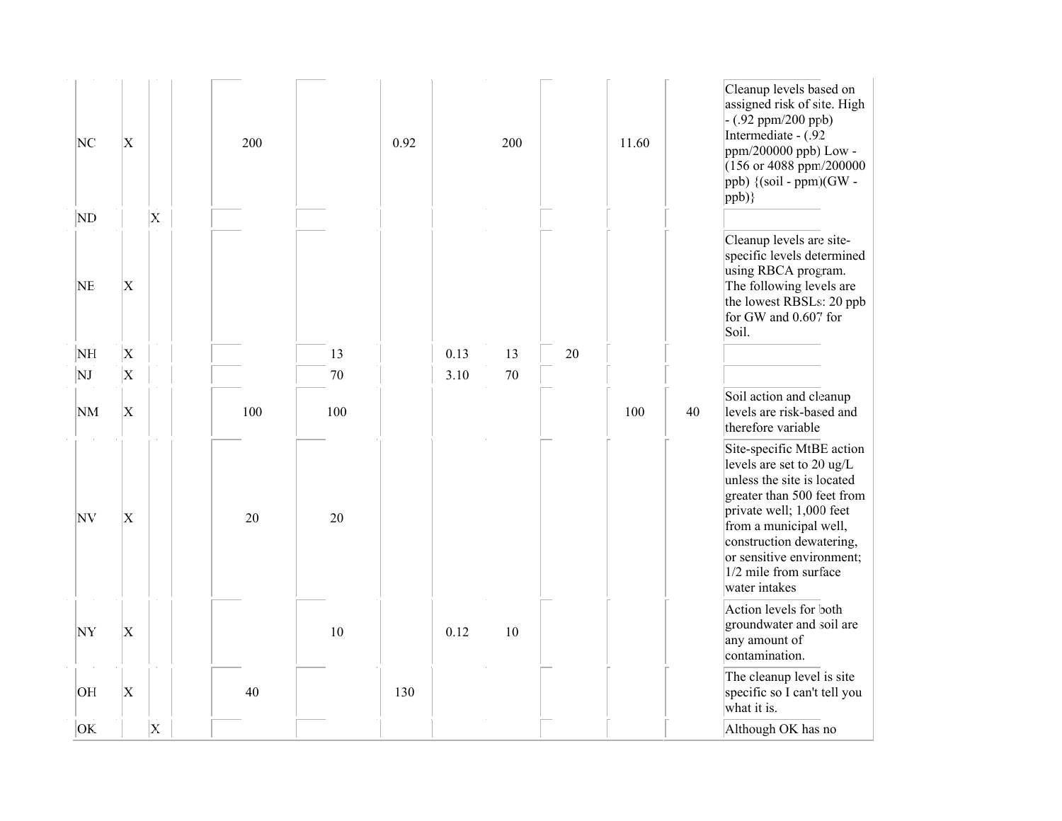| | | | | | | | | | | | | |
|---|---|---|---|---|---|---|---|---|---|---|---|---|
| NC | X | | | 200 | | 0.92 | | 200 | | 11.60 | | Cleanup levels based on assigned risk of site. High - (.92 ppm/200 ppb) Intermediate - (.92 ppm/200000 ppb) Low - (156 or 4088 ppm/200000 ppb) {(soil - ppm)(GW - ppb)} |
| ND | | X | | | | | | | | | | |
| NE | X | | | | | | | | | | | Cleanup levels are site-specific levels determined using RBCA program. The following levels are the lowest RBSLs: 20 ppb for GW and 0.607 for Soil. |
| NH | X | | | | 13 | | 0.13 | 13 | 20 | | | |
| NJ | X | | | | 70 | | 3.10 | 70 | | | | |
| NM | X | | | 100 | 100 | | | | | 100 | 40 | Soil action and cleanup levels are risk-based and therefore variable |
| NV | X | | | 20 | 20 | | | | | | | Site-specific MtBE action levels are set to 20 ug/L unless the site is located greater than 500 feet from private well; 1,000 feet from a municipal well, construction dewatering, or sensitive environment; 1/2 mile from surface water intakes |
| NY | X | | | | 10 | | 0.12 | 10 | | | | Action levels for both groundwater and soil are any amount of contamination. |
| OH | X | | | 40 | | 130 | | | | | | The cleanup level is site specific so I can't tell you what it is. |
| OK | | X | | | | | | | | | | Although OK has no |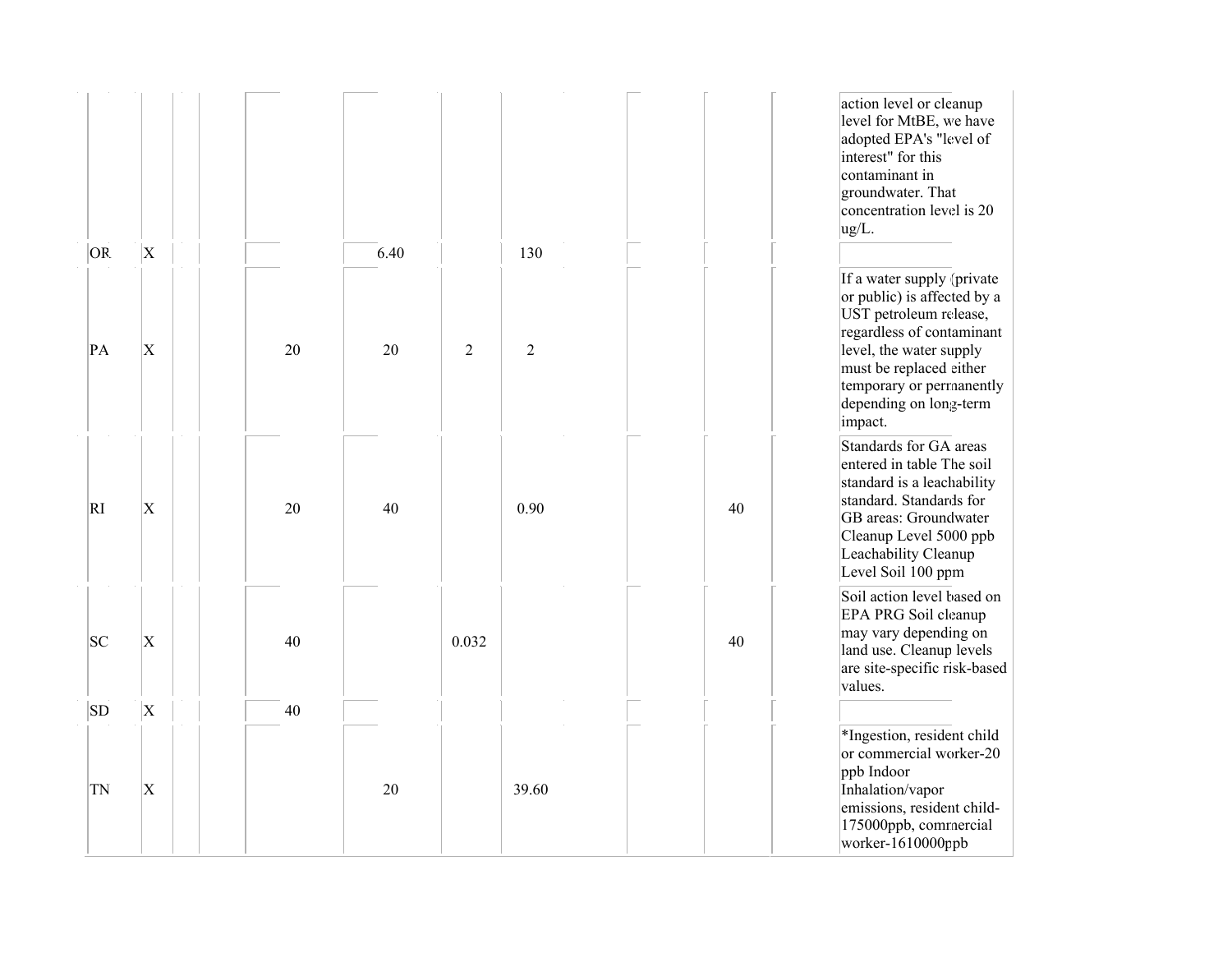| | | | | | | | | | | | |
|---|---|---|---|---|---|---|---|---|---|---|---|
| | | | | | | | | | | | action level or cleanup level for MtBE, we have adopted EPA's "level of interest" for this contaminant in groundwater. That concentration level is 20 ug/L. |
| OR | X | | | | 6.40 | | 130 | | | | |
| PA | X | | | 20 | 20 | 2 | 2 | | | | If a water supply (private or public) is affected by a UST petroleum release, regardless of contaminant level, the water supply must be replaced either temporary or permanently depending on long-term impact. |
| RI | X | | | 20 | 40 | | 0.90 | | 40 | | Standards for GA areas entered in table The soil standard is a leachability standard. Standards for GB areas: Groundwater Cleanup Level 5000 ppb Leachability Cleanup Level Soil 100 ppm |
| SC | X | | | 40 | | 0.032 | | | 40 | | Soil action level based on EPA PRG Soil cleanup may vary depending on land use. Cleanup levels are site-specific risk-based values. |
| SD | X | | | 40 | | | | | | | |
| TN | X | | | | 20 | | 39.60 | | | | *Ingestion, resident child or commercial worker-20 ppb Indoor Inhalation/vapor emissions, resident child-175000ppb, commercial worker-1610000ppb |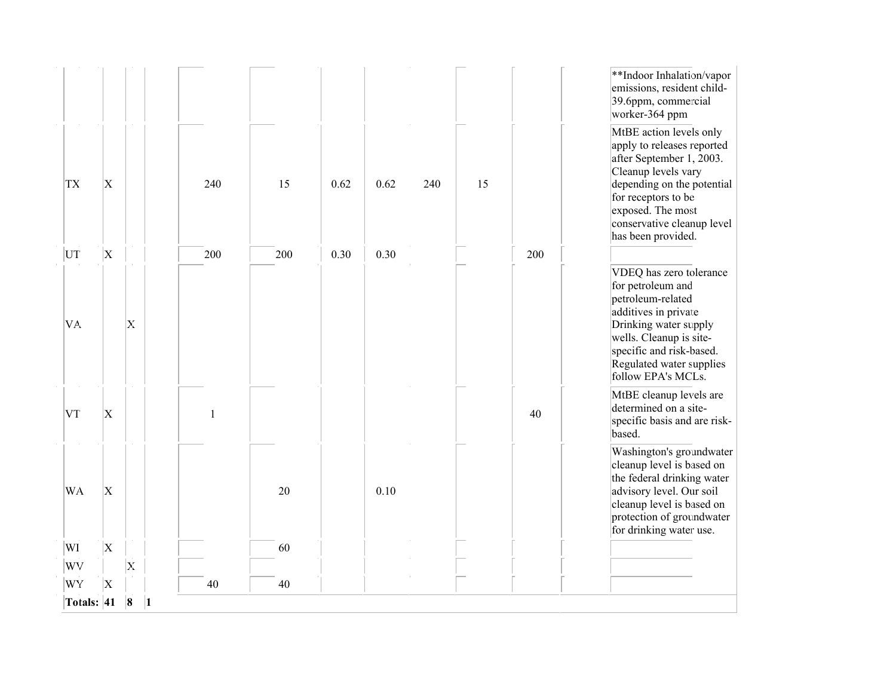| | | | | | | | | | | | | |
|---|---|---|---|---|---|---|---|---|---|---|---|---|
| | | | | | | | | | | | | **Indoor Inhalation/vapor emissions, resident child-39.6ppm, commercial worker-364 ppm |
| TX | X | | | 240 | 15 | 0.62 | 0.62 | 240 | 15 | | | MtBE action levels only apply to releases reported after September 1, 2003. Cleanup levels vary depending on the potential for receptors to be exposed. The most conservative cleanup level has been provided. |
| UT | X | | | 200 | 200 | 0.30 | 0.30 | | | 200 | | |
| VA | | X | | | | | | | | | | VDEQ has zero tolerance for petroleum and petroleum-related additives in private Drinking water supply wells. Cleanup is site-specific and risk-based. Regulated water supplies follow EPA's MCLs. |
| VT | X | | | 1 | | | | | | 40 | | MtBE cleanup levels are determined on a site-specific basis and are risk-based. |
| WA | X | | | | 20 | | 0.10 | | | | | Washington's groundwater cleanup level is based on the federal drinking water advisory level. Our soil cleanup level is based on protection of groundwater for drinking water use. |
| WI | X | | | | 60 | | | | | | | |
| WV | | X | | | | | | | | | | |
| WY | X | | | 40 | 40 | | | | | | | |
| **Totals:** | **41** | **8** | **1** | | | | | | | | | |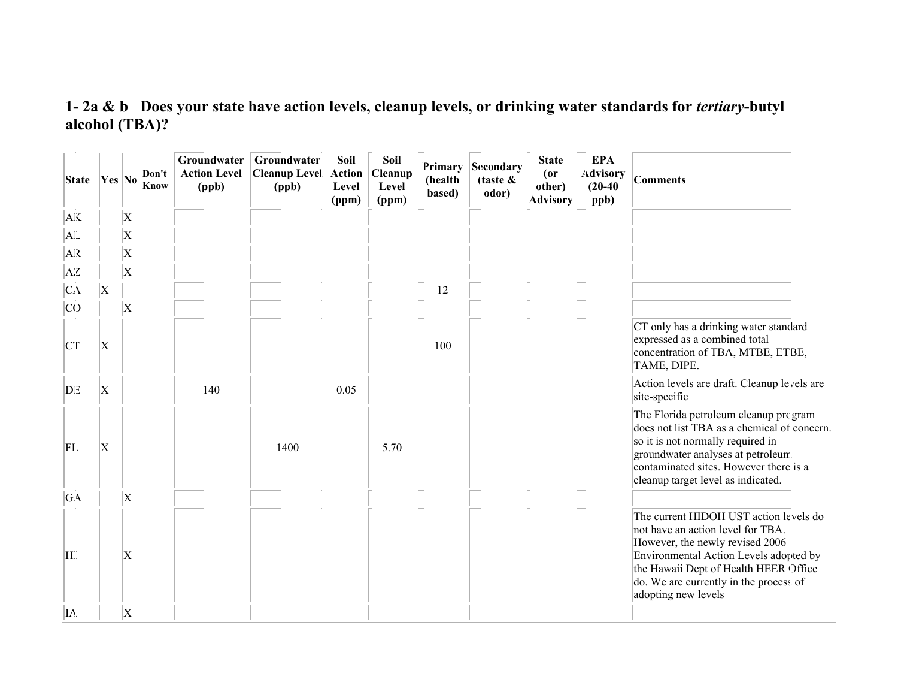**1- 2a & b Does your state have action levels, cleanup levels, or drinking water standards for *tertiary*-butyl alcohol (TBA)?**

| State | Yes | No | Don't Know | Groundwater Action Level (ppb) | Groundwater Cleanup Level (ppb) | Soil Action Level (ppm) | Soil Cleanup Level (ppm) | Primary (health based) | Secondary (taste & odor) | State (or other) Advisory | EPA Advisory (20-40 ppb) | Comments |
|---|---|---|---|---|---|---|---|---|---|---|---|---|
| AK | | X | | | | | | | | | | |
| AL | | X | | | | | | | | | | |
| AR | | X | | | | | | | | | | |
| AZ | | X | | | | | | | | | | |
| CA | X | | | | | | | 12 | | | | |
| CO | | X | | | | | | | | | | |
| CT | X | | | | | | | 100 | | | | CT only has a drinking water standard expressed as a combined total concentration of TBA, MTBE, ETBE, TAME, DIPE. |
| DE | X | | | 140 | | 0.05 | | | | | | Action levels are draft. Cleanup levels are site-specific |
| FL | X | | | | 1400 | | 5.70 | | | | | The Florida petroleum cleanup program does not list TBA as a chemical of concern. so it is not normally required in groundwater analyses at petroleum contaminated sites. However there is a cleanup target level as indicated. |
| GA | | X | | | | | | | | | | |
| HI | | X | | | | | | | | | | The current HIDOH UST action levels do not have an action level for TBA. However, the newly revised 2006 Environmental Action Levels adopted by the Hawaii Dept of Health HEER Office do. We are currently in the process of adopting new levels |
| IA | | X | | | | | | | | | | |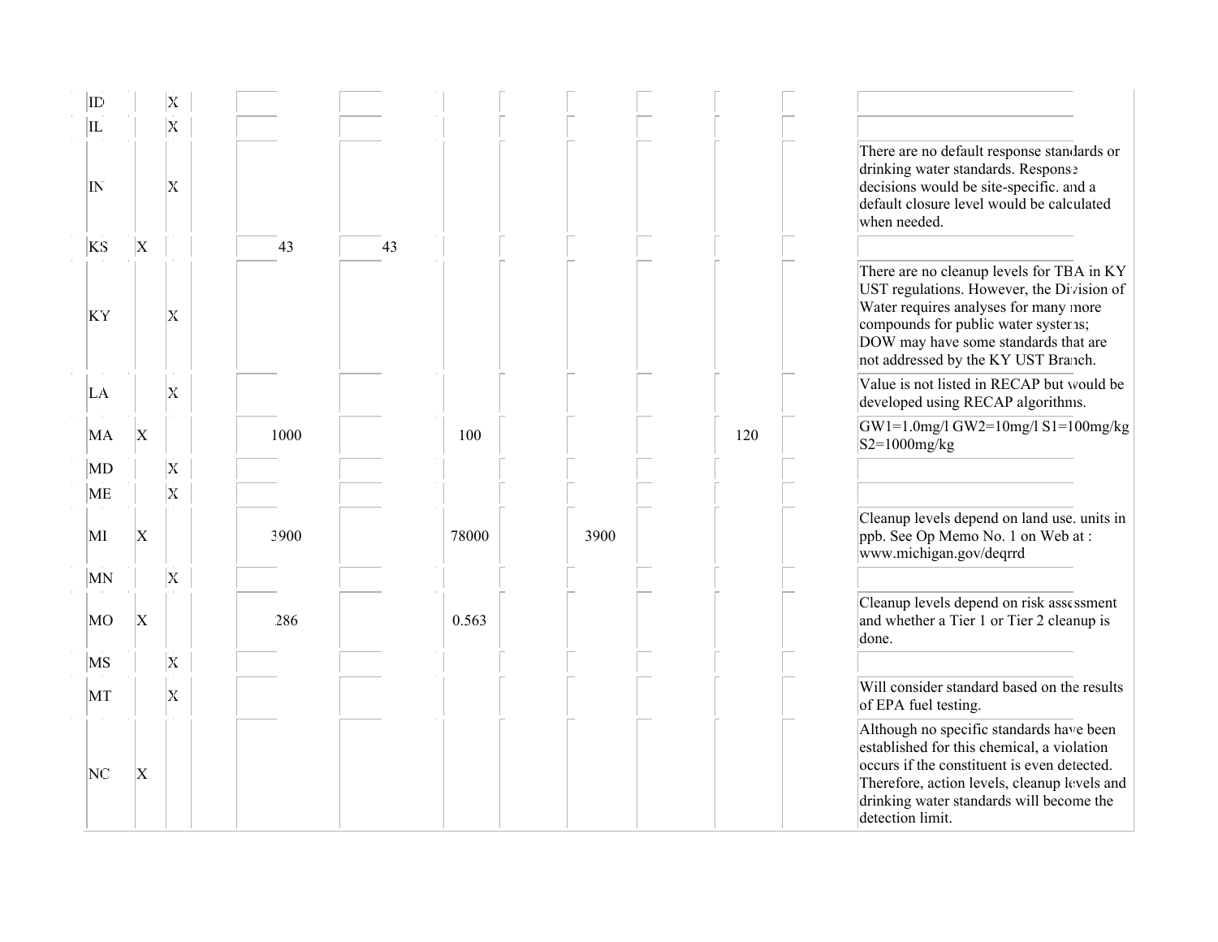| | | | | | | | | | | | | |
|---|---|---|---|---|---|---|---|---|---|---|---|---|
| ID | | X | | | | | | | | | | |
| IL | | X | | | | | | | | | | |
| IN | | X | | | | | | | | | | There are no default response standards or drinking water standards. Response decisions would be site-specific. and a default closure level would be calculated when needed. |
| KS | X | | | 43 | 43 | | | | | | | |
| KY | | X | | | | | | | | | | There are no cleanup levels for TBA in KY UST regulations. However, the Division of Water requires analyses for many more compounds for public water systems; DOW may have some standards that are not addressed by the KY UST Branch. |
| LA | | X | | | | | | | | | | Value is not listed in RECAP but would be developed using RECAP algorithms. |
| MA | X | | | 1000 | | 100 | | | | 120 | | GW1=1.0mg/l GW2=10mg/l S1=100mg/kg S2=1000mg/kg |
| MD | | X | | | | | | | | | | |
| ME | | X | | | | | | | | | | |
| MI | X | | | 3900 | | 78000 | | 3900 | | | | Cleanup levels depend on land use. units in ppb. See Op Memo No. 1 on Web at : www.michigan.gov/deqrrd |
| MN | | X | | | | | | | | | | |
| MO | X | | | 286 | | 0.563 | | | | | | Cleanup levels depend on risk assessment and whether a Tier 1 or Tier 2 cleanup is done. |
| MS | | X | | | | | | | | | | |
| MT | | X | | | | | | | | | | Will consider standard based on the results of EPA fuel testing. |
| NC | X | | | | | | | | | | | Although no specific standards have been established for this chemical, a violation occurs if the constituent is even detected. Therefore, action levels, cleanup levels and drinking water standards will become the detection limit. |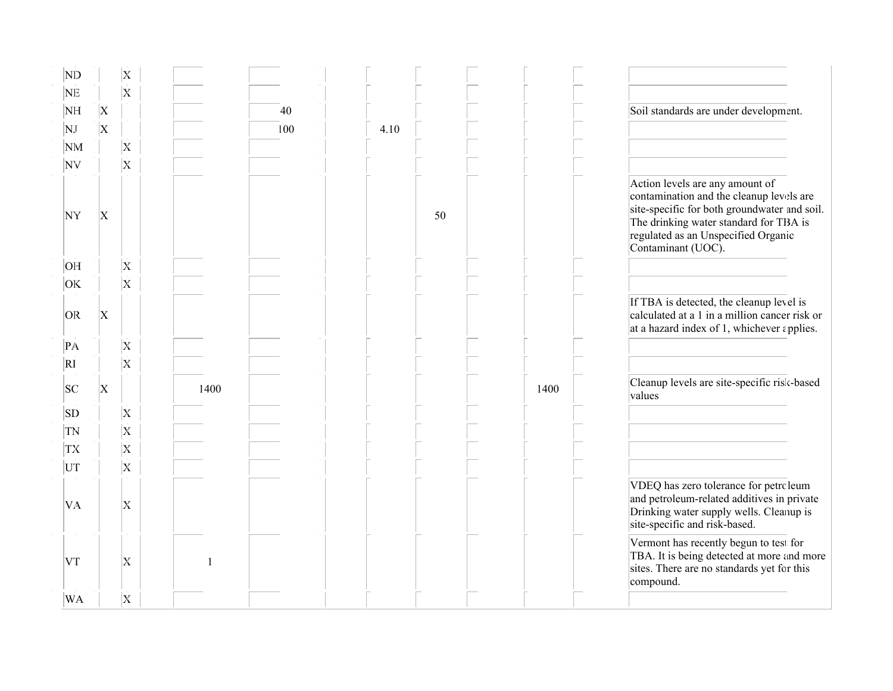| | | | | | | | | | | |
|---|---|---|---|---|---|---|---|---|---|---|
| ND | | X | | | | | | | | |
| NE | | X | | | | | | | | |
| NH | X | | | 40 | | | | | | Soil standards are under development. |
| NJ | X | | | 100 | 4.10 | | | | | |
| NM | | X | | | | | | | | |
| NV | | X | | | | | | | | |
| NY | X | | | | | 50 | | | | Action levels are any amount of contamination and the cleanup levels are site-specific for both groundwater and soil. The drinking water standard for TBA is regulated as an Unspecified Organic Contaminant (UOC). |
| OH | | X | | | | | | | | |
| OK | | X | | | | | | | | |
| OR | X | | | | | | | | | If TBA is detected, the cleanup level is calculated at a 1 in a million cancer risk or at a hazard index of 1, whichever applies. |
| PA | | X | | | | | | | | |
| RI | | X | | | | | | | | |
| SC | X | | 1400 | | | | | 1400 | | Cleanup levels are site-specific risk-based values |
| SD | | X | | | | | | | | |
| TN | | X | | | | | | | | |
| TX | | X | | | | | | | | |
| UT | | X | | | | | | | | |
| VA | | X | | | | | | | | VDEQ has zero tolerance for petroleum and petroleum-related additives in private Drinking water supply wells. Cleanup is site-specific and risk-based. |
| VT | | X | 1 | | | | | | | Vermont has recently begun to test for TBA. It is being detected at more and more sites. There are no standards yet for this compound. |
| WA | | X | | | | | | | | |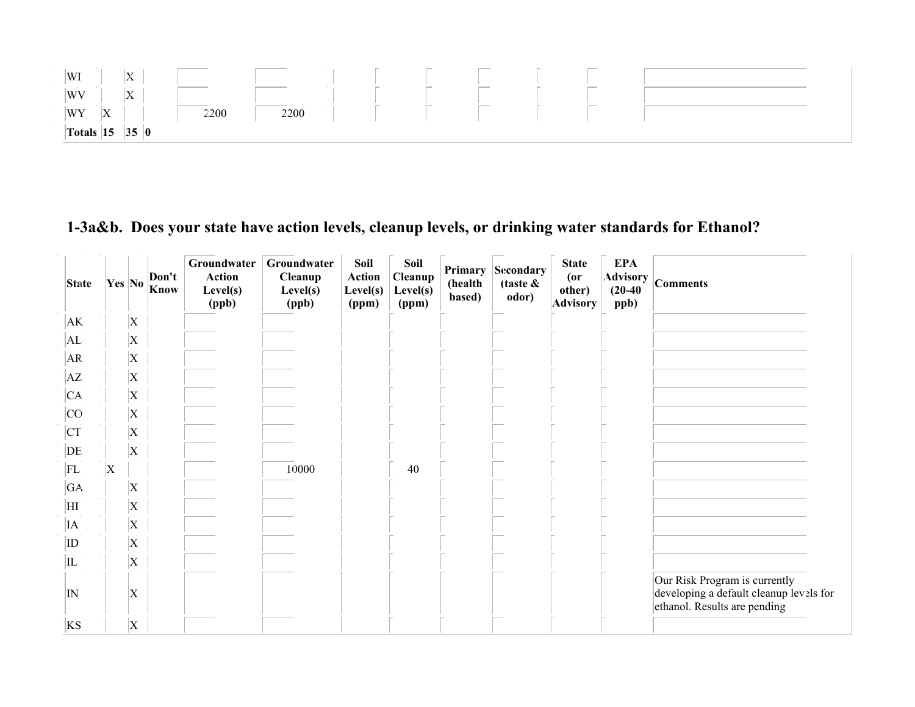| State | Yes | No | Don't Know | Groundwater Action Level(s) (ppb) | Groundwater Cleanup Level(s) (ppb) | Soil Action Level(s) (ppm) | Soil Cleanup Level(s) (ppm) | Primary (health based) | Secondary (taste & odor) | State (or other) Advisory | EPA Advisory (20-40 ppb) | Comments |
|---|---|---|---|---|---|---|---|---|---|---|---|---|
| WI | | X | | | | | | | | | | |
| WV | | X | | | | | | | | | | |
| WY | X | | | 2200 | 2200 | | | | | | | |
| Totals | 15 | 35 | 0 | | | | | | | | | |

## 1-3a&b. Does your state have action levels, cleanup levels, or drinking water standards for Ethanol?

| State | Yes | No | Don't Know | Groundwater Action Level(s) (ppb) | Groundwater Cleanup Level(s) (ppb) | Soil Action Level(s) (ppm) | Soil Cleanup Level(s) (ppm) | Primary (health based) | Secondary (taste & odor) | State (or other) Advisory | EPA Advisory (20-40 ppb) | Comments |
|---|---|---|---|---|---|---|---|---|---|---|---|---|
| AK | | X | | | | | | | | | | |
| AL | | X | | | | | | | | | | |
| AR | | X | | | | | | | | | | |
| AZ | | X | | | | | | | | | | |
| CA | | X | | | | | | | | | | |
| CO | | X | | | | | | | | | | |
| CT | | X | | | | | | | | | | |
| DE | | X | | | | | | | | | | |
| FL | X | | | | 10000 | | 40 | | | | | |
| GA | | X | | | | | | | | | | |
| HI | | X | | | | | | | | | | |
| IA | | X | | | | | | | | | | |
| ID | | X | | | | | | | | | | |
| IL | | X | | | | | | | | | | |
| IN | | X | | | | | | | | | | Our Risk Program is currently developing a default cleanup levels for ethanol. Results are pending |
| KS | | X | | | | | | | | | | |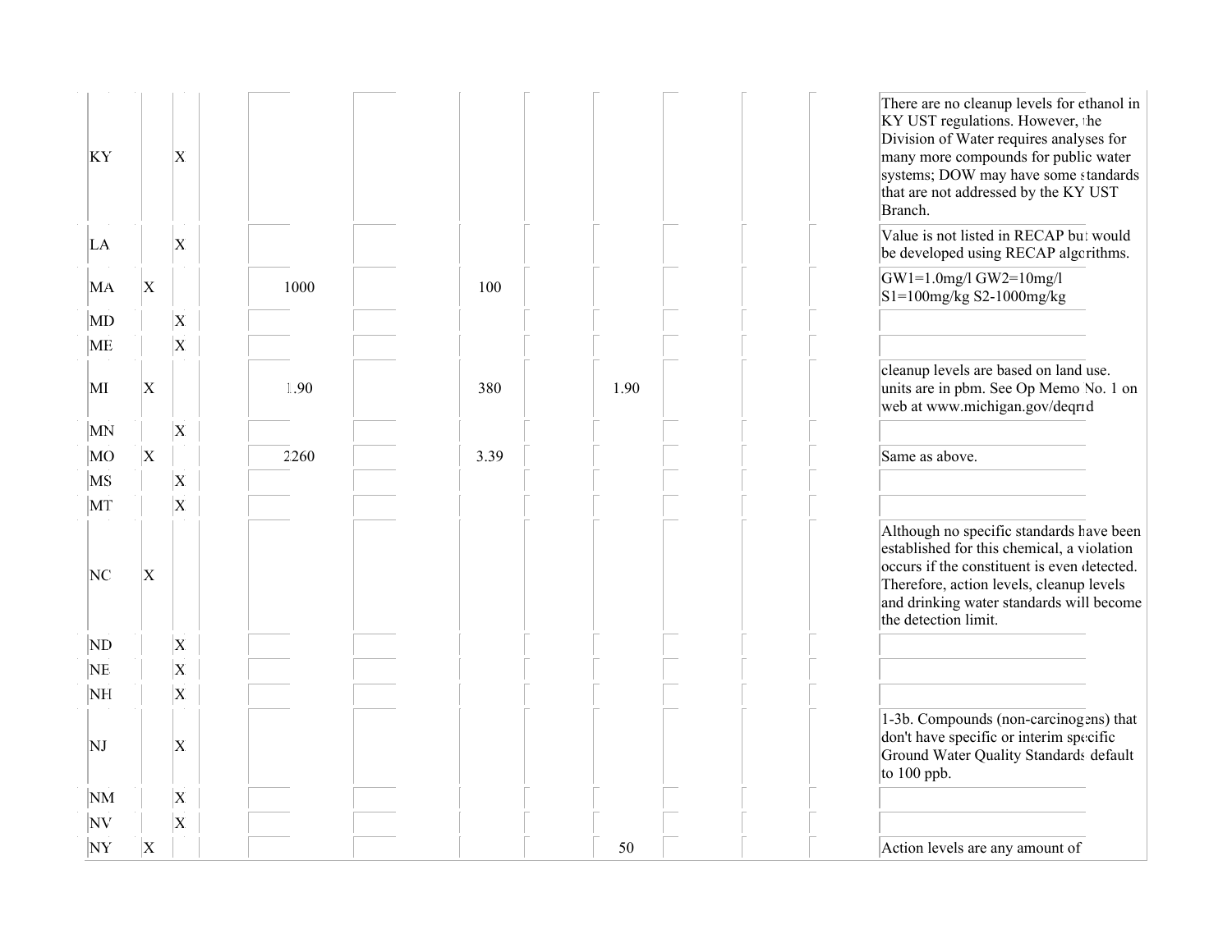| | | | | | | | | | | | | |
|---|---|---|---|---|---|---|---|---|---|---|---|---|
| KY | | X | | | | | | | | | | There are no cleanup levels for ethanol in KY UST regulations. However, the Division of Water requires analyses for many more compounds for public water systems; DOW may have some standards that are not addressed by the KY UST Branch. |
| LA | | X | | | | | | | | | | Value is not listed in RECAP but would be developed using RECAP algorithms. |
| MA | X | | | 1000 | | 100 | | | | | | GW1=1.0mg/l GW2=10mg/l S1=100mg/kg S2-1000mg/kg |
| MD | | X | | | | | | | | | | |
| ME | | X | | | | | | | | | | |
| MI | X | | | 1.90 | | 380 | | 1.90 | | | | cleanup levels are based on land use. units are in pbm. See Op Memo No. 1 on web at www.michigan.gov/deqrrd |
| MN | | X | | | | | | | | | | |
| MO | X | | | 2260 | | 3.39 | | | | | | Same as above. |
| MS | | X | | | | | | | | | | |
| MT | | X | | | | | | | | | | |
| NC | X | | | | | | | | | | | Although no specific standards have been established for this chemical, a violation occurs if the constituent is even detected. Therefore, action levels, cleanup levels and drinking water standards will become the detection limit. |
| ND | | X | | | | | | | | | | |
| NE | | X | | | | | | | | | | |
| NH | | X | | | | | | | | | | |
| NJ | | X | | | | | | | | | | 1-3b. Compounds (non-carcinogens) that don't have specific or interim specific Ground Water Quality Standards default to 100 ppb. |
| NM | | X | | | | | | | | | | |
| NV | | X | | | | | | | | | | |
| NY | X | | | | | | | 50 | | | | Action levels are any amount of |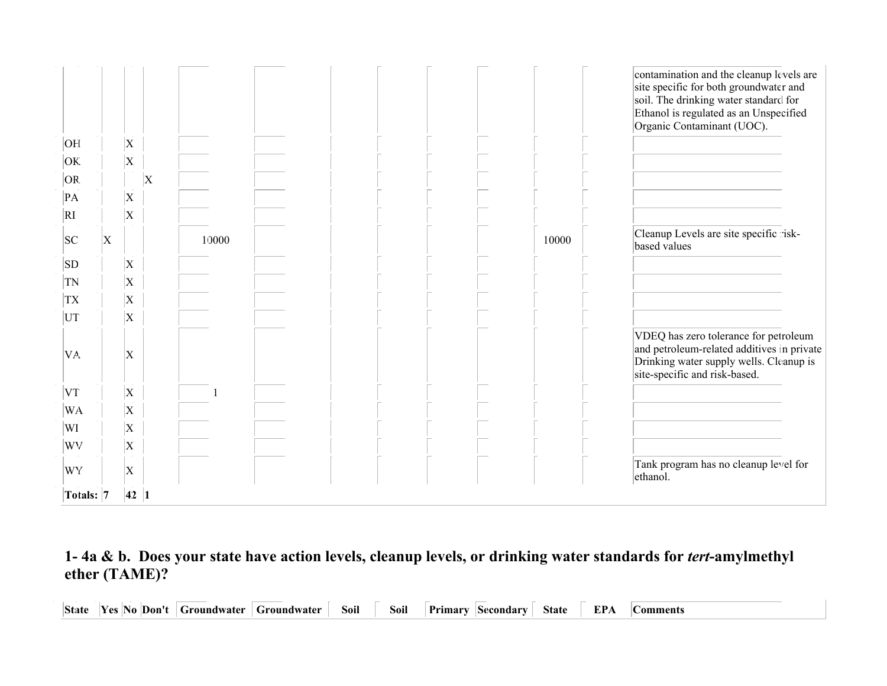| State | Yes | No | Don't | Groundwater | Groundwater | Soil | Soil | Primary | Secondary | State | EPA | Comments |
|---|---|---|---|---|---|---|---|---|---|---|---|---|
| | | | | | | | | | | | | contamination and the cleanup levels are site specific for both groundwater and soil. The drinking water standard for Ethanol is regulated as an Unspecified Organic Contaminant (UOC). |
| OH | | X | | | | | | | | | | |
| OK | | X | | | | | | | | | | |
| OR | | | X | | | | | | | | | |
| PA | | X | | | | | | | | | | |
| RI | | X | | | | | | | | | | |
| SC | X | | | 10000 | | | | | | 10000 | | Cleanup Levels are site specific risk-based values |
| SD | | X | | | | | | | | | | |
| TN | | X | | | | | | | | | | |
| TX | | X | | | | | | | | | | |
| UT | | X | | | | | | | | | | |
| VA | | X | | | | | | | | | | VDEQ has zero tolerance for petroleum and petroleum-related additives in private Drinking water supply wells. Cleanup is site-specific and risk-based. |
| VT | | X | | 1 | | | | | | | | |
| WA | | X | | | | | | | | | | |
| WI | | X | | | | | | | | | | |
| WV | | X | | | | | | | | | | |
| WY | | X | | | | | | | | | | Tank program has no cleanup level for ethanol. |
| **Totals:** | **7** | **42** | **1** | | | | | | | | | |

## 1- 4a & b. Does your state have action levels, cleanup levels, or drinking water standards for *tert*-amylmethyl ether (TAME)?

| State | Yes | No | Don't | Groundwater | Groundwater | Soil | Soil | Primary | Secondary | State | EPA | Comments |
|---|---|---|---|---|---|---|---|---|---|---|---|---|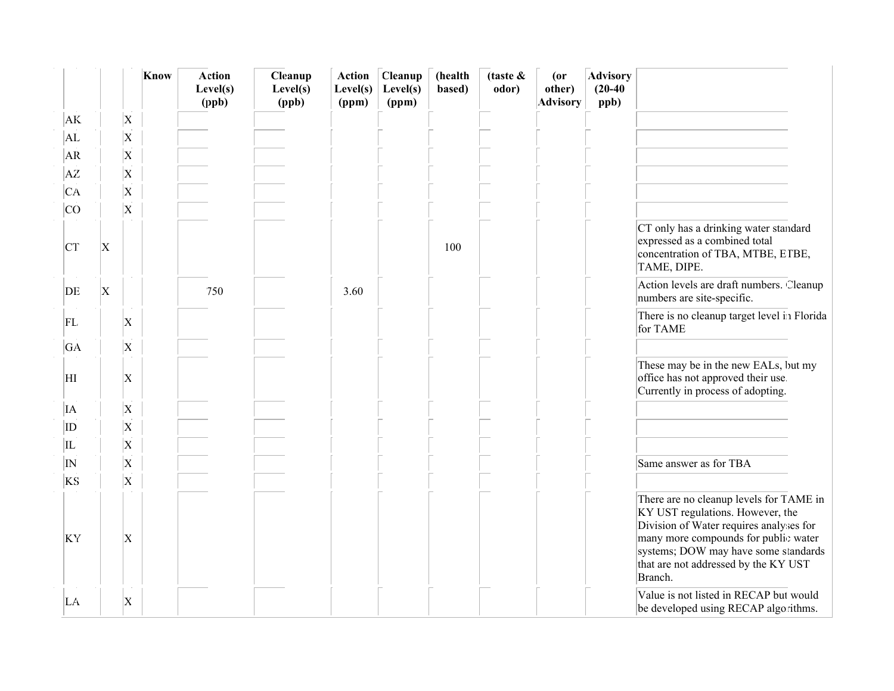| | | | Know | Action Level(s) (ppb) | Cleanup Level(s) (ppb) | Action Level(s) (ppm) | Cleanup Level(s) (ppm) | (health based) | (taste & odor) | (or other) Advisory | Advisory (20-40 ppb) | |
|---|---|---|---|---|---|---|---|---|---|---|---|---|
| AK | | X | | | | | | | | | | |
| AL | | X | | | | | | | | | | |
| AR | | X | | | | | | | | | | |
| AZ | | X | | | | | | | | | | |
| CA | | X | | | | | | | | | | |
| CO | | X | | | | | | | | | | |
| CT | X | | | | | | | 100 | | | | CT only has a drinking water standard expressed as a combined total concentration of TBA, MTBE, ETBE, TAME, DIPE. |
| DE | X | | | 750 | | 3.60 | | | | | | Action levels are draft numbers. Cleanup numbers are site-specific. |
| FL | | X | | | | | | | | | | There is no cleanup target level in Florida for TAME |
| GA | | X | | | | | | | | | | |
| HI | | X | | | | | | | | | | These may be in the new EALs, but my office has not approved their use. Currently in process of adopting. |
| IA | | X | | | | | | | | | | |
| ID | | X | | | | | | | | | | |
| IL | | X | | | | | | | | | | |
| IN | | X | | | | | | | | | | Same answer as for TBA |
| KS | | X | | | | | | | | | | |
| KY | | X | | | | | | | | | | There are no cleanup levels for TAME in KY UST regulations. However, the Division of Water requires analyses for many more compounds for public water systems; DOW may have some standards that are not addressed by the KY UST Branch. |
| LA | | X | | | | | | | | | | Value is not listed in RECAP but would be developed using RECAP algorithms. |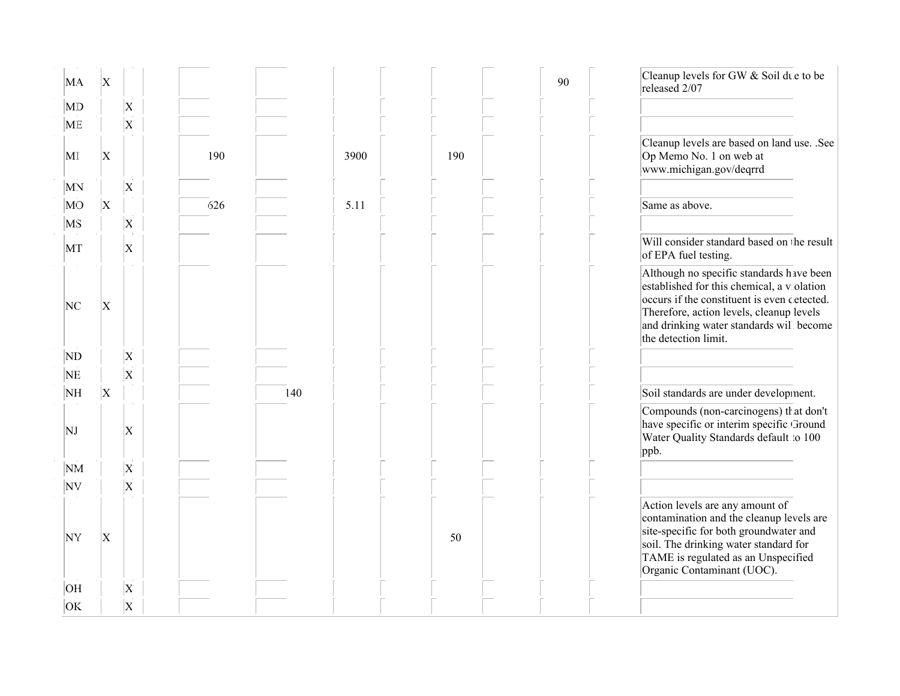| | | | | | | | | | | | | |
|---|---|---|---|---|---|---|---|---|---|---|---|---|
| MA | X | | | | | | | | | 90 | | Cleanup levels for GW & Soil due to be released 2/07 |
| MD | | X | | | | | | | | | | |
| ME | | X | | | | | | | | | | |
| MI | X | | | 190 | | 3900 | | 190 | | | | Cleanup levels are based on land use. .See Op Memo No. 1 on web at www.michigan.gov/deqrrd |
| MN | | X | | | | | | | | | | |
| MO | X | | | 626 | | 5.11 | | | | | | Same as above. |
| MS | | X | | | | | | | | | | |
| MT | | X | | | | | | | | | | Will consider standard based on the result of EPA fuel testing. |
| NC | X | | | | | | | | | | | Although no specific standards have been established for this chemical, a violation occurs if the constituent is even detected. Therefore, action levels, cleanup levels and drinking water standards will become the detection limit. |
| ND | | X | | | | | | | | | | |
| NE | | X | | | | | | | | | | |
| NH | X | | | | 140 | | | | | | | Soil standards are under development. |
| NJ | | X | | | | | | | | | | Compounds (non-carcinogens) that don't have specific or interim specific Ground Water Quality Standards default to 100 ppb. |
| NM | | X | | | | | | | | | | |
| NV | | X | | | | | | | | | | |
| NY | X | | | | | | | 50 | | | | Action levels are any amount of contamination and the cleanup levels are site-specific for both groundwater and soil. The drinking water standard for TAME is regulated as an Unspecified Organic Contaminant (UOC). |
| OH | | X | | | | | | | | | | |
| OK | | X | | | | | | | | | | |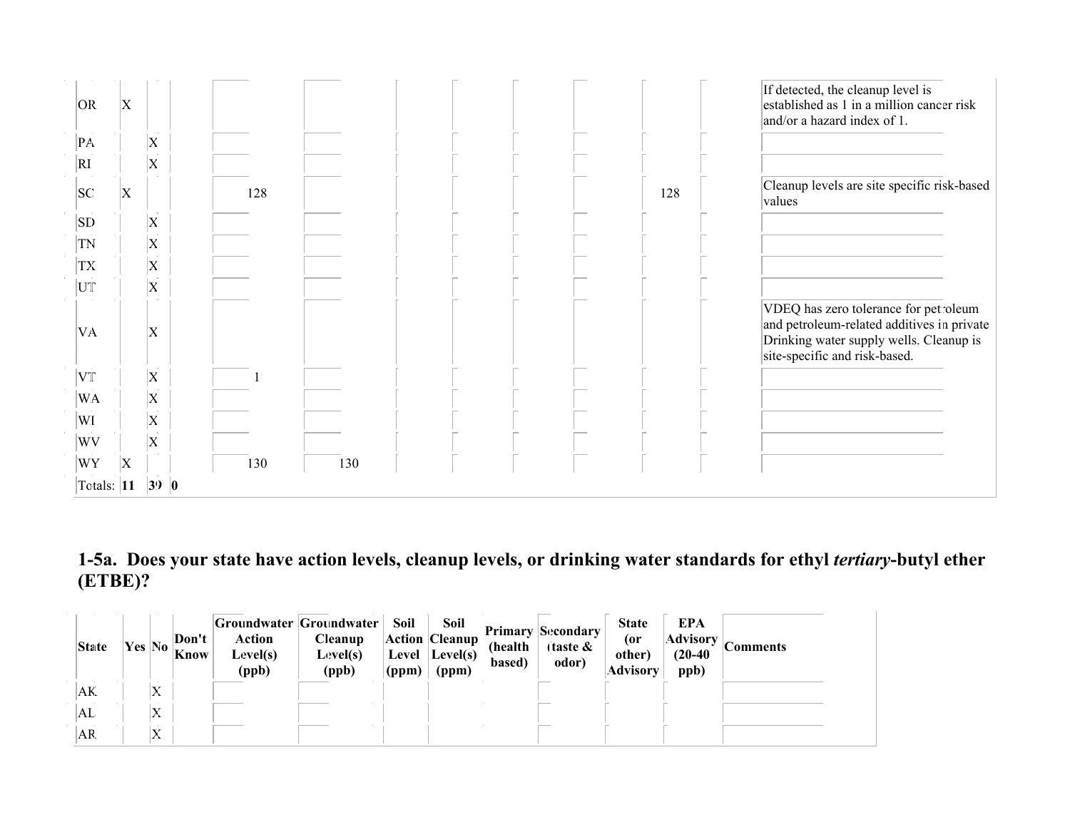| State | Yes | No | Don't Know | Groundwater Action Level(s) (ppb) | Groundwater Cleanup Level(s) (ppb) | Soil Action Level (ppm) | Soil Cleanup Level(s) (ppm) | Primary (health based) | Secondary (taste & odor) | State (or other) Advisory | EPA Advisory (20-40 ppb) | Comments |
|---|---|---|---|---|---|---|---|---|---|---|---|---|
| OR | X | | | | | | | | | | | If detected, the cleanup level is established as 1 in a million cancer risk and/or a hazard index of 1. |
| PA | | X | | | | | | | | | | |
| RI | | X | | | | | | | | | | |
| SC | X | | | 128 | | | | | | 128 | | Cleanup levels are site specific risk-based values |
| SD | | X | | | | | | | | | | |
| TN | | X | | | | | | | | | | |
| TX | | X | | | | | | | | | | |
| UT | | X | | | | | | | | | | |
| VA | | X | | | | | | | | | | VDEQ has zero tolerance for petroleum and petroleum-related additives in private Drinking water supply wells. Cleanup is site-specific and risk-based. |
| VT | | X | | 1 | | | | | | | | |
| WA | | X | | | | | | | | | | |
| WI | | X | | | | | | | | | | |
| WV | | X | | | | | | | | | | |
| WY | X | | | 130 | 130 | | | | | | | |
| Totals: | **11** | **39** | **0** | | | | | | | | | |

## 1-5a. Does your state have action levels, cleanup levels, or drinking water standards for ethyl *tertiary*-butyl ether (ETBE)?

| State | Yes | No | Don't Know | Groundwater Action Level(s) (ppb) | Groundwater Cleanup Level(s) (ppb) | Soil Action Level (ppm) | Soil Cleanup Level(s) (ppm) | Primary (health based) | Secondary (taste & odor) | State (or other) Advisory | EPA Advisory (20-40 ppb) | Comments |
|---|---|---|---|---|---|---|---|---|---|---|---|---|
| AK | | X | | | | | | | | | | |
| AL | | X | | | | | | | | | | |
| AR | | X | | | | | | | | | | |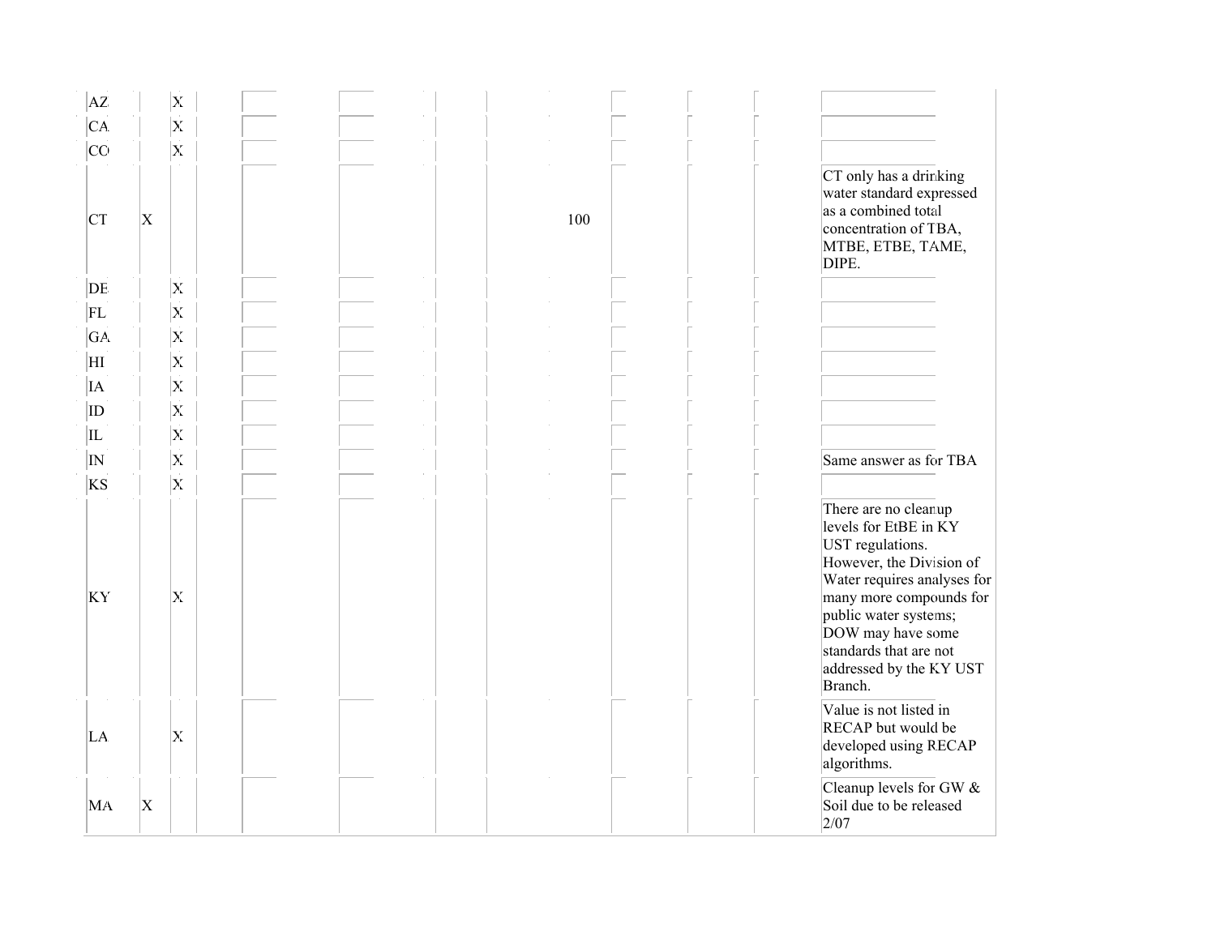| | | | | | | | | | | | |
|---|---|---|---|---|---|---|---|---|---|---|---|
| AZ | | X | | | | | | | | | |
| CA | | X | | | | | | | | | |
| CO | | X | | | | | | | | | |
| CT | X | | | | | | 100 | | | | CT only has a drinking water standard expressed as a combined total concentration of TBA, MTBE, ETBE, TAME, DIPE. |
| DE | | X | | | | | | | | | |
| FL | | X | | | | | | | | | |
| GA | | X | | | | | | | | | |
| HI | | X | | | | | | | | | |
| IA | | X | | | | | | | | | |
| ID | | X | | | | | | | | | |
| IL | | X | | | | | | | | | |
| IN | | X | | | | | | | | | Same answer as for TBA |
| KS | | X | | | | | | | | | |
| KY | | X | | | | | | | | | There are no cleanup levels for EtBE in KY UST regulations. However, the Division of Water requires analyses for many more compounds for public water systems; DOW may have some standards that are not addressed by the KY UST Branch. |
| LA | | X | | | | | | | | | Value is not listed in RECAP but would be developed using RECAP algorithms. |
| MA | X | | | | | | | | | | Cleanup levels for GW & Soil due to be released 2/07 |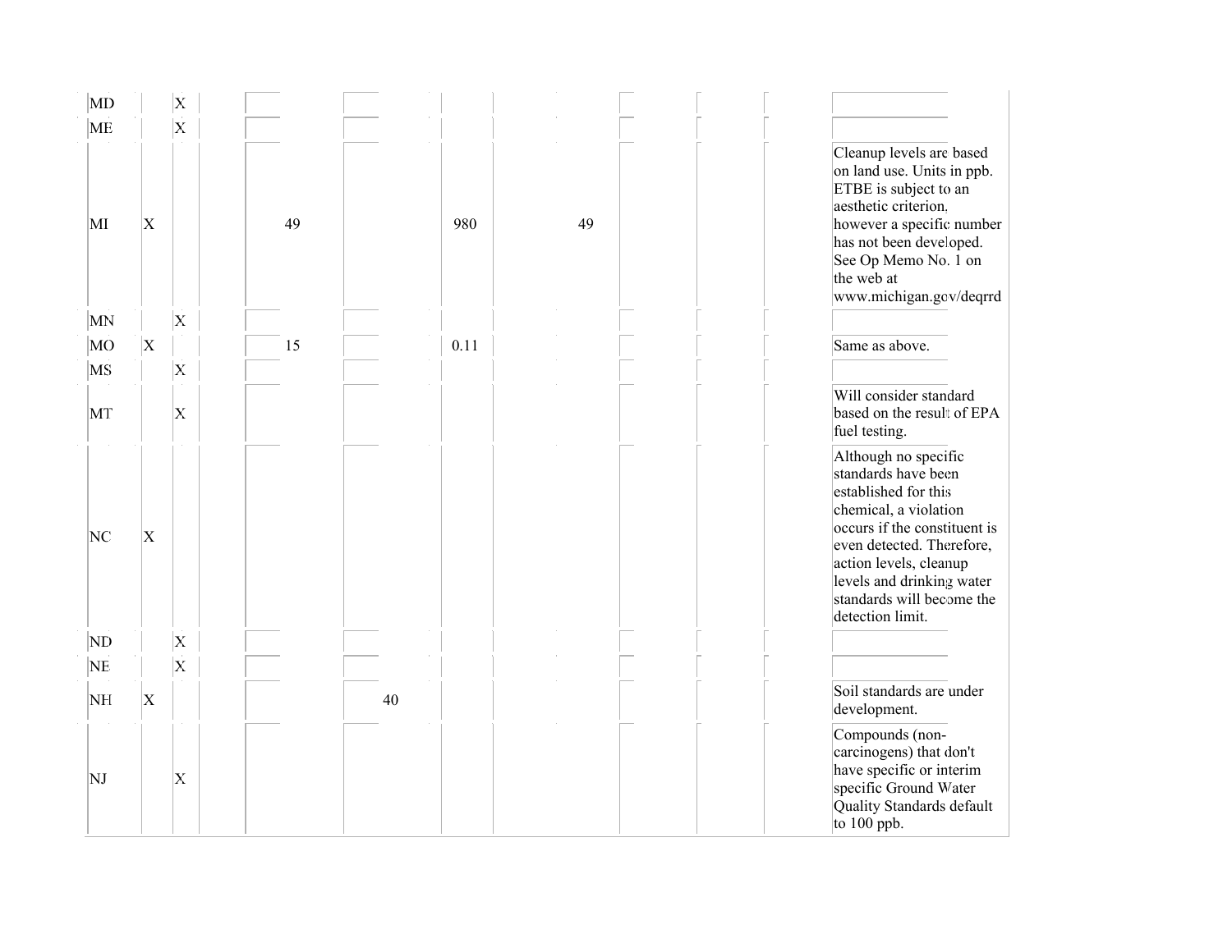| | | | | | | | | | | | |
|---|---|---|---|---|---|---|---|---|---|---|---|
| MD | | X | | | | | | | | | |
| ME | | X | | | | | | | | | |
| MI | X | | | 49 | | 980 | 49 | | | | Cleanup levels are based on land use. Units in ppb. ETBE is subject to an aesthetic criterion, however a specific number has not been developed. See Op Memo No. 1 on the web at www.michigan.gov/deqrrd |
| MN | | X | | | | | | | | | |
| MO | X | | | 15 | | 0.11 | | | | | Same as above. |
| MS | | X | | | | | | | | | |
| MT | | X | | | | | | | | | Will consider standard based on the result of EPA fuel testing. |
| NC | X | | | | | | | | | | Although no specific standards have been established for this chemical, a violation occurs if the constituent is even detected. Therefore, action levels, cleanup levels and drinking water standards will become the detection limit. |
| ND | | X | | | | | | | | | |
| NE | | X | | | | | | | | | |
| NH | X | | | | 40 | | | | | | Soil standards are under development. |
| NJ | | X | | | | | | | | | Compounds (non-carcinogens) that don't have specific or interim specific Ground Water Quality Standards default to 100 ppb. |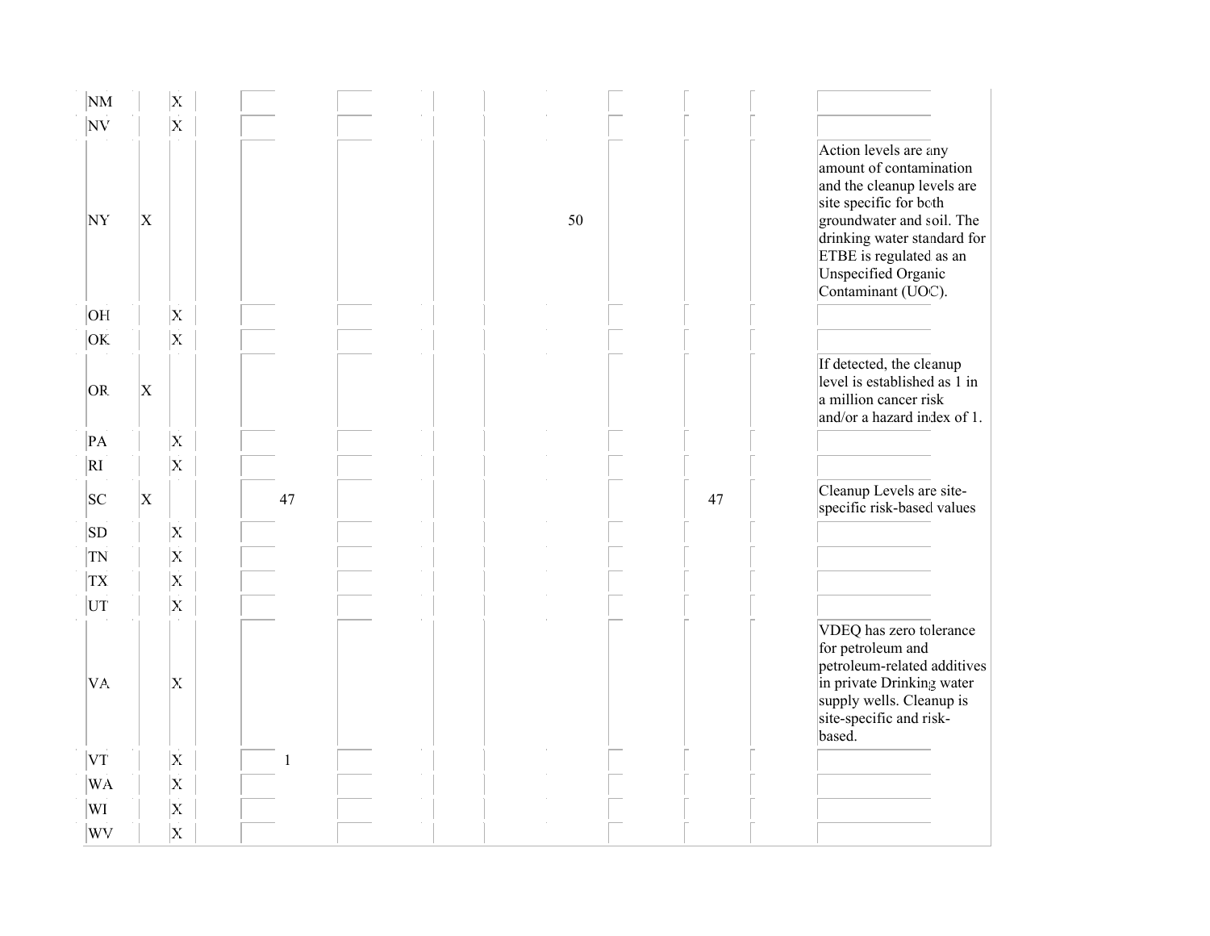| | | | | | | | | | | | |
|---|---|---|---|---|---|---|---|---|---|---|---|
| NM | | X | | | | | | | | | |
| NV | | X | | | | | | | | | |
| NY | X | | | | | | 50 | | | | Action levels are any amount of contamination and the cleanup levels are site specific for both groundwater and soil. The drinking water standard for ETBE is regulated as an Unspecified Organic Contaminant (UOC). |
| OH | | X | | | | | | | | | |
| OK | | X | | | | | | | | | |
| OR | X | | | | | | | | | | If detected, the cleanup level is established as 1 in a million cancer risk and/or a hazard index of 1. |
| PA | | X | | | | | | | | | |
| RI | | X | | | | | | | | | |
| SC | X | | | 47 | | | | | 47 | | Cleanup Levels are site-specific risk-based values |
| SD | | X | | | | | | | | | |
| TN | | X | | | | | | | | | |
| TX | | X | | | | | | | | | |
| UT | | X | | | | | | | | | |
| VA | | X | | | | | | | | | VDEQ has zero tolerance for petroleum and petroleum-related additives in private Drinking water supply wells. Cleanup is site-specific and risk-based. |
| VT | | X | | 1 | | | | | | | |
| WA | | X | | | | | | | | | |
| WI | | X | | | | | | | | | |
| WV | | X | | | | | | | | | |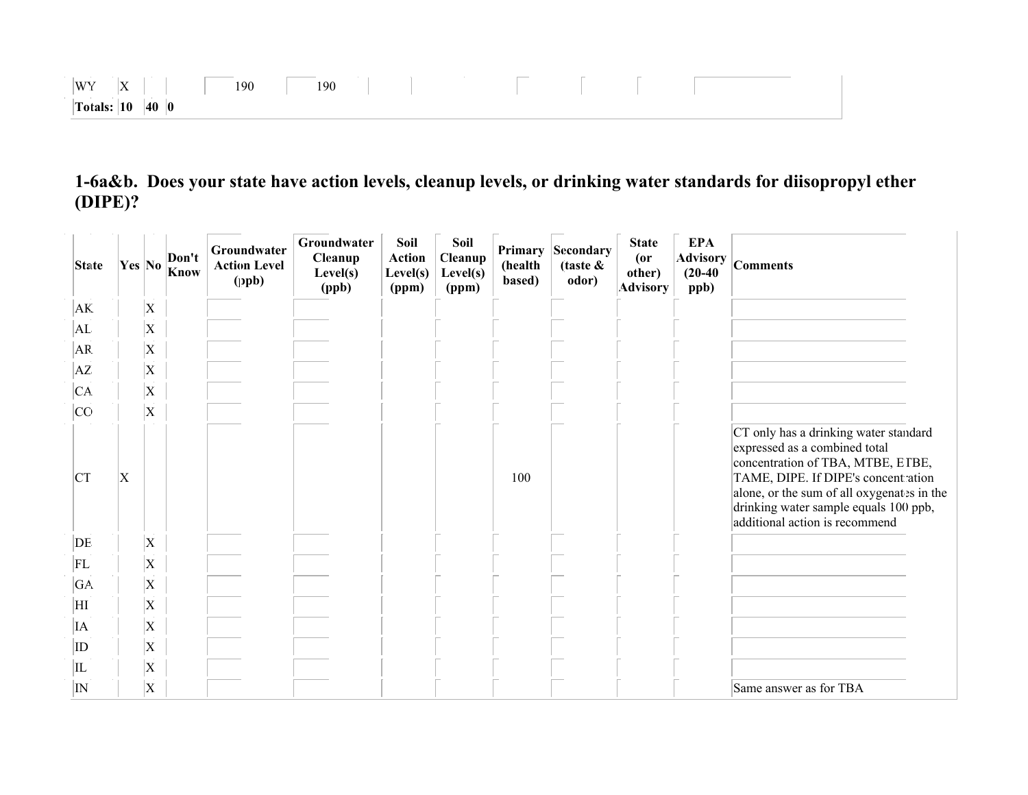| WY | X | | | 190 | 190 | | | | | | | |
|---|---|---|---|---|---|---|---|---|---|---|---|---|
| **Totals:** | **10** | **40** | **0** | | | | | | | | | |

## 1-6a&b. Does your state have action levels, cleanup levels, or drinking water standards for diisopropyl ether (DIPE)?

| State | Yes | No | Don't Know | Groundwater Action Level (ppb) | Groundwater Cleanup Level(s) (ppb) | Soil Action Level(s) (ppm) | Soil Cleanup Level(s) (ppm) | Primary (health based) | Secondary (taste & odor) | State (or other) Advisory | EPA Advisory (20-40 ppb) | Comments |
|---|---|---|---|---|---|---|---|---|---|---|---|---|
| AK | | X | | | | | | | | | | |
| AL | | X | | | | | | | | | | |
| AR | | X | | | | | | | | | | |
| AZ | | X | | | | | | | | | | |
| CA | | X | | | | | | | | | | |
| CO | | X | | | | | | | | | | |
| CT | X | | | | | | | 100 | | | | CT only has a drinking water standard expressed as a combined total concentration of TBA, MTBE, ETBE, TAME, DIPE. If DIPE's concentration alone, or the sum of all oxygenates in the drinking water sample equals 100 ppb, additional action is recommend |
| DE | | X | | | | | | | | | | |
| FL | | X | | | | | | | | | | |
| GA | | X | | | | | | | | | | |
| HI | | X | | | | | | | | | | |
| IA | | X | | | | | | | | | | |
| ID | | X | | | | | | | | | | |
| IL | | X | | | | | | | | | | |
| IN | | X | | | | | | | | | | Same answer as for TBA |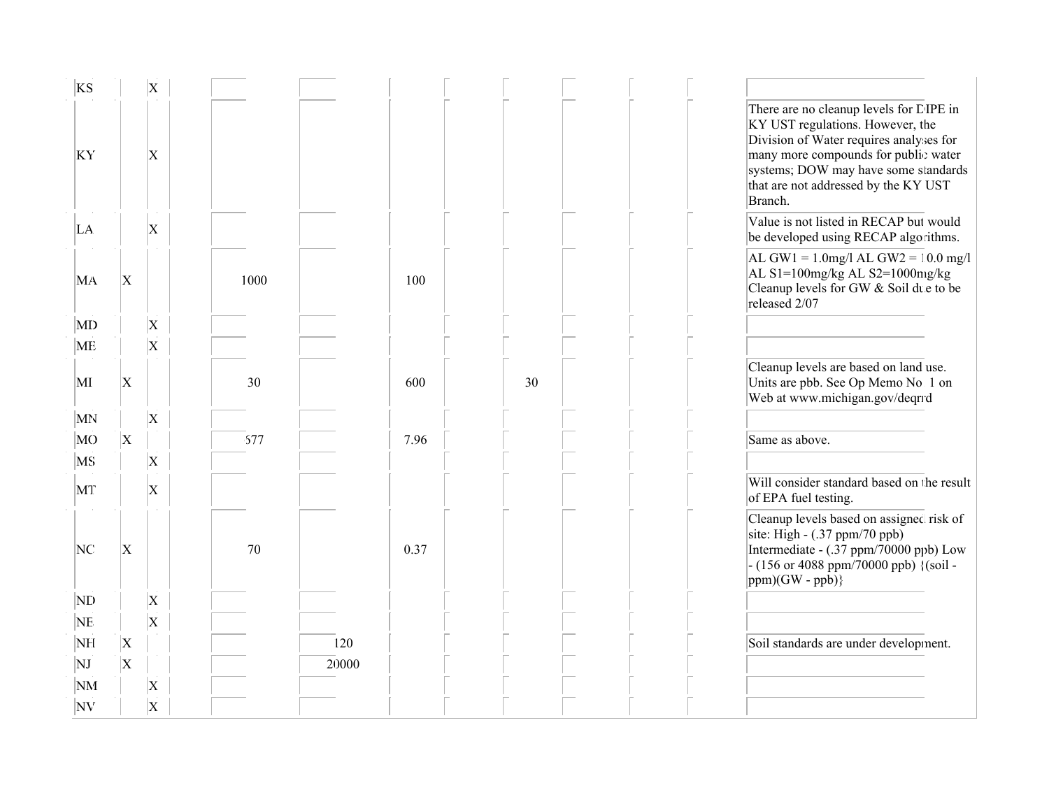| | | | | | | | | | | | |
|---|---|---|---|---|---|---|---|---|---|---|---|
| KS | | X | | | | | | | | | |
| KY | | X | | | | | | | | | There are no cleanup levels for DIPE in KY UST regulations. However, the Division of Water requires analyses for many more compounds for public water systems; DOW may have some standards that are not addressed by the KY UST Branch. |
| LA | | X | | | | | | | | | Value is not listed in RECAP but would be developed using RECAP algorithms. |
| MA | X | | 1000 | | 100 | | | | | | AL GW1 = 1.0mg/l AL GW2 = 10.0 mg/l AL S1=100mg/kg AL S2=1000mg/kg Cleanup levels for GW & Soil due to be released 2/07 |
| MD | | X | | | | | | | | | |
| ME | | X | | | | | | | | | |
| MI | X | | 30 | | 600 | | 30 | | | | Cleanup levels are based on land use. Units are pbb. See Op Memo No 1 on Web at www.michigan.gov/deqrrd |
| MN | | X | | | | | | | | | |
| MO | X | | 577 | | 7.96 | | | | | | Same as above. |
| MS | | X | | | | | | | | | |
| MT | | X | | | | | | | | | Will consider standard based on the result of EPA fuel testing. |
| NC | X | | 70 | | 0.37 | | | | | | Cleanup levels based on assigned risk of site: High - (.37 ppm/70 ppb) Intermediate - (.37 ppm/70000 ppb) Low - (156 or 4088 ppm/70000 ppb) {(soil - ppm)(GW - ppb)} |
| ND | | X | | | | | | | | | |
| NE | | X | | | | | | | | | |
| NH | X | | | 120 | | | | | | | Soil standards are under development. |
| NJ | X | | | 20000 | | | | | | | |
| NM | | X | | | | | | | | | |
| NV | | X | | | | | | | | | |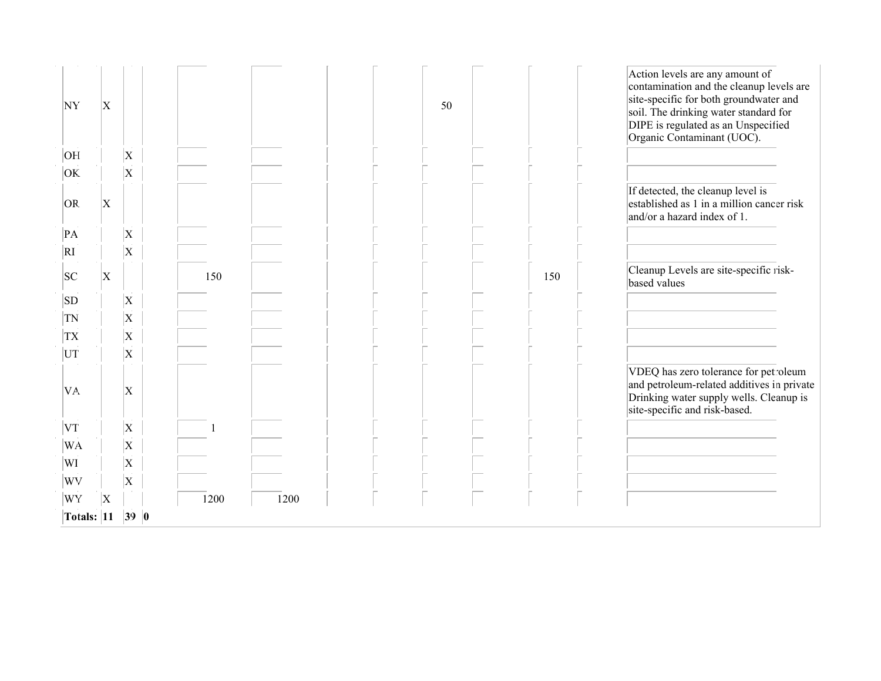| | | | | | | | | | | | | |
|---|---|---|---|---|---|---|---|---|---|---|---|---|
| NY | X | | | | | | | 50 | | | | Action levels are any amount of contamination and the cleanup levels are site-specific for both groundwater and soil. The drinking water standard for DIPE is regulated as an Unspecified Organic Contaminant (UOC). |
| OH | | X | | | | | | | | | | |
| OK | | X | | | | | | | | | | |
| OR | X | | | | | | | | | | | If detected, the cleanup level is established as 1 in a million cancer risk and/or a hazard index of 1. |
| PA | | X | | | | | | | | | | |
| RI | | X | | | | | | | | | | |
| SC | X | | | 150 | | | | | | 150 | | Cleanup Levels are site-specific risk-based values |
| SD | | X | | | | | | | | | | |
| TN | | X | | | | | | | | | | |
| TX | | X | | | | | | | | | | |
| UT | | X | | | | | | | | | | |
| VA | | X | | | | | | | | | | VDEQ has zero tolerance for petroleum and petroleum-related additives in private Drinking water supply wells. Cleanup is site-specific and risk-based. |
| VT | | X | | 1 | | | | | | | | |
| WA | | X | | | | | | | | | | |
| WI | | X | | | | | | | | | | |
| WV | | X | | | | | | | | | | |
| WY | X | | | 1200 | 1200 | | | | | | | |
| **Totals:** | **11** | **39** | **0** | | | | | | | | | |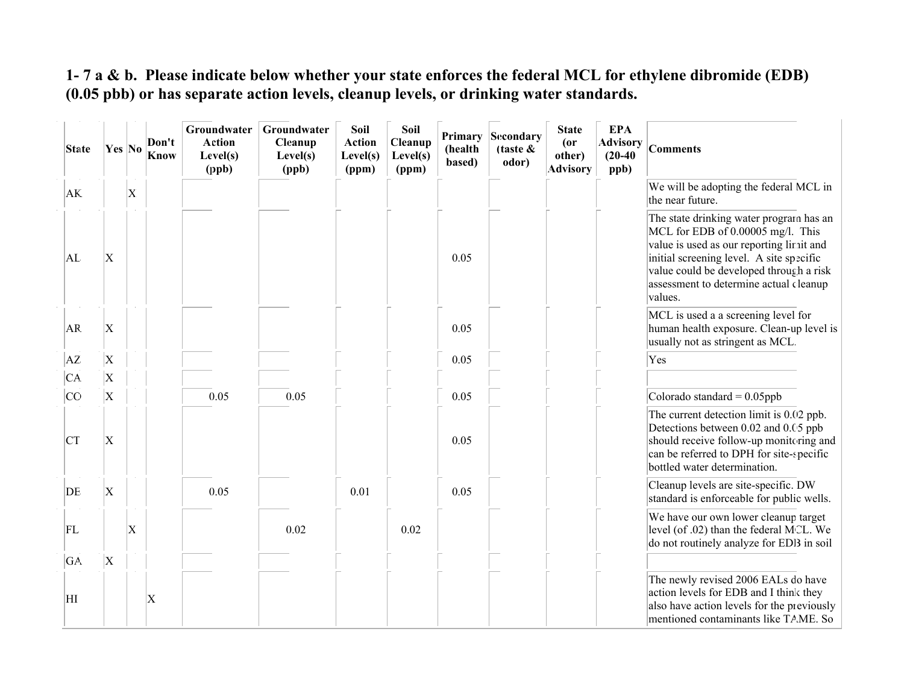## 1- 7 a & b. Please indicate below whether your state enforces the federal MCL for ethylene dibromide (EDB) (0.05 pbb) or has separate action levels, cleanup levels, or drinking water standards.

| State | Yes | No | Don't Know | Groundwater Action Level(s) (ppb) | Groundwater Cleanup Level(s) (ppb) | Soil Action Level(s) (ppm) | Soil Cleanup Level(s) (ppm) | Primary (health based) | Secondary (taste & odor) | State (or other) Advisory | EPA Advisory (20-40 ppb) | Comments |
|---|---|---|---|---|---|---|---|---|---|---|---|---|
| AK | | X | | | | | | | | | | We will be adopting the federal MCL in the near future. |
| AL | X | | | | | | | 0.05 | | | | The state drinking water program has an MCL for EDB of 0.00005 mg/l. This value is used as our reporting limit and initial screening level. A site specific value could be developed through a risk assessment to determine actual cleanup values. |
| AR | X | | | | | | | 0.05 | | | | MCL is used a a screening level for human health exposure. Clean-up level is usually not as stringent as MCL. |
| AZ | X | | | | | | | 0.05 | | | | Yes |
| CA | X | | | | | | | | | | | |
| CO | X | | | 0.05 | 0.05 | | | 0.05 | | | | Colorado standard = 0.05ppb |
| CT | X | | | | | | | 0.05 | | | | The current detection limit is 0.02 ppb. Detections between 0.02 and 0.05 ppb should receive follow-up monitoring and can be referred to DPH for site-specific bottled water determination. |
| DE | X | | | 0.05 | | 0.01 | | 0.05 | | | | Cleanup levels are site-specific. DW standard is enforceable for public wells. |
| FL | | X | | | 0.02 | | 0.02 | | | | | We have our own lower cleanup target level (of .02) than the federal MCL. We do not routinely analyze for EDB in soil |
| GA | X | | | | | | | | | | | |
| HI | | | X | | | | | | | | | The newly revised 2006 EALs do have action levels for EDB and I think they also have action levels for the previously mentioned contaminants like TAME. So |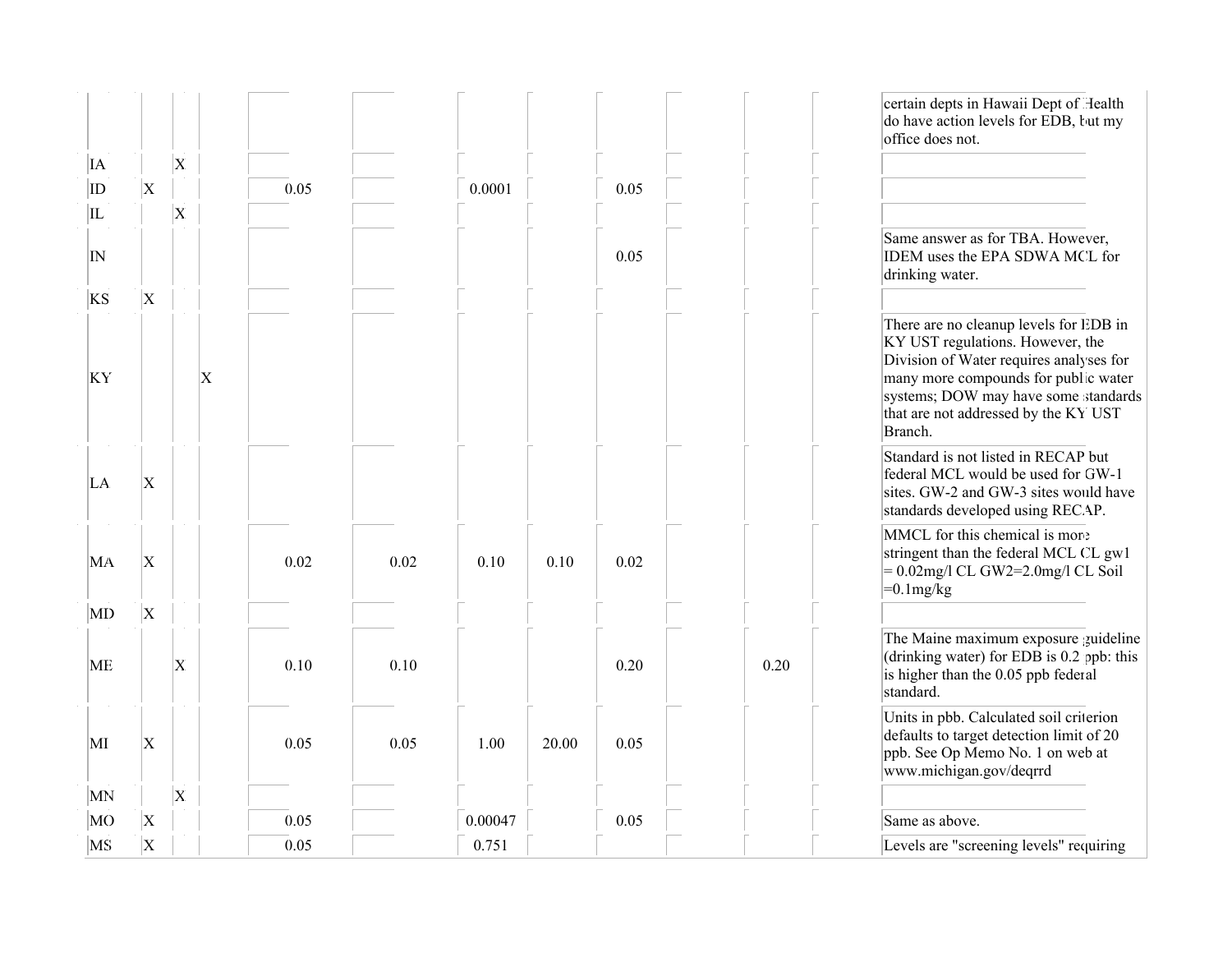| | | | | | | | | | | | | |
|---|---|---|---|---|---|---|---|---|---|---|---|---|
| | | | | | | | | | | | | certain depts in Hawaii Dept of Health do have action levels for EDB, but my office does not. |
| IA | | X | | | | | | | | | | |
| ID | X | | | 0.05 | | 0.0001 | | 0.05 | | | | |
| IL | | X | | | | | | | | | | |
| IN | | | | | | | | 0.05 | | | | Same answer as for TBA. However, IDEM uses the EPA SDWA MCL for drinking water. |
| KS | X | | | | | | | | | | | |
| KY | | | X | | | | | | | | | There are no cleanup levels for EDB in KY UST regulations. However, the Division of Water requires analyses for many more compounds for public water systems; DOW may have some standards that are not addressed by the KY UST Branch. |
| LA | X | | | | | | | | | | | Standard is not listed in RECAP but federal MCL would be used for GW-1 sites. GW-2 and GW-3 sites would have standards developed using RECAP. |
| MA | X | | | 0.02 | 0.02 | 0.10 | 0.10 | 0.02 | | | | MMCL for this chemical is more stringent than the federal MCL CL gw1 = 0.02mg/l CL GW2=2.0mg/l CL Soil =0.1mg/kg |
| MD | X | | | | | | | | | | | |
| ME | | X | | 0.10 | 0.10 | | | 0.20 | | 0.20 | | The Maine maximum exposure guideline (drinking water) for EDB is 0.2 ppb: this is higher than the 0.05 ppb federal standard. |
| MI | X | | | 0.05 | 0.05 | 1.00 | 20.00 | 0.05 | | | | Units in pbb. Calculated soil criterion defaults to target detection limit of 20 ppb. See Op Memo No. 1 on web at www.michigan.gov/deqrrd |
| MN | | X | | | | | | | | | | |
| MO | X | | | 0.05 | | 0.00047 | | 0.05 | | | | Same as above. |
| MS | X | | | 0.05 | | 0.751 | | | | | | Levels are "screening levels" requiring |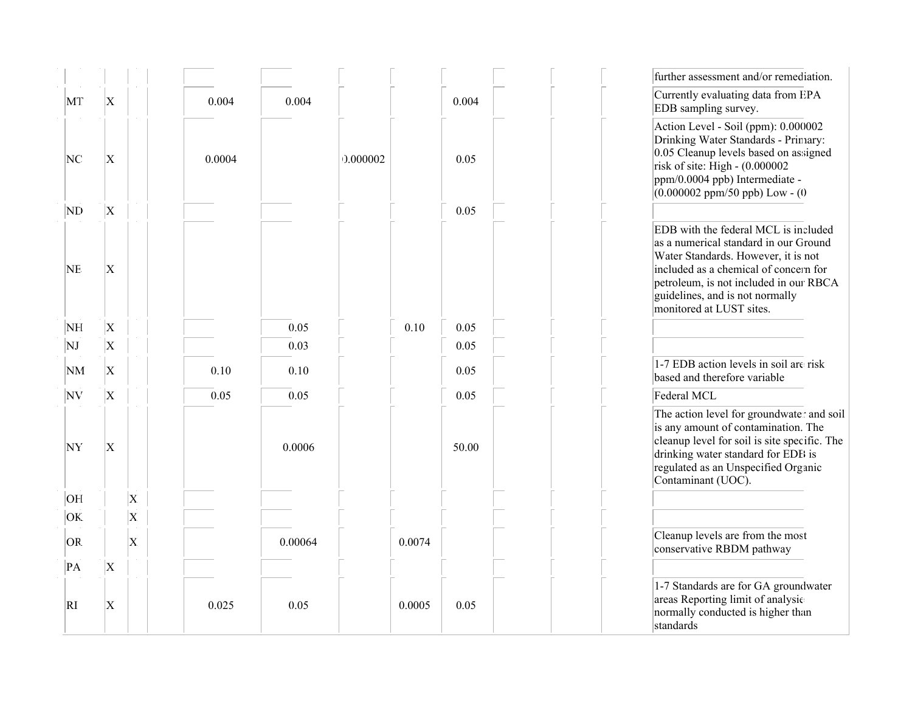| | | | | | | | | | | | | |
|---|---|---|---|---|---|---|---|---|---|---|---|---|
| | | | | | | | | | | | | further assessment and/or remediation. |
| MT | X | | | 0.004 | 0.004 | | | 0.004 | | | | Currently evaluating data from EPA EDB sampling survey. |
| NC | X | | | 0.0004 | | 0.000002 | | 0.05 | | | | Action Level - Soil (ppm): 0.000002 Drinking Water Standards - Primary: 0.05 Cleanup levels based on assigned risk of site: High - (0.000002 ppm/0.0004 ppb) Intermediate - (0.000002 ppm/50 ppb) Low - (0 |
| ND | X | | | | | | | 0.05 | | | | |
| NE | X | | | | | | | | | | | EDB with the federal MCL is included as a numerical standard in our Ground Water Standards. However, it is not included as a chemical of concern for petroleum, is not included in our RBCA guidelines, and is not normally monitored at LUST sites. |
| NH | X | | | | 0.05 | | 0.10 | 0.05 | | | | |
| NJ | X | | | | 0.03 | | | 0.05 | | | | |
| NM | X | | | 0.10 | 0.10 | | | 0.05 | | | | 1-7 EDB action levels in soil are risk based and therefore variable |
| NV | X | | | 0.05 | 0.05 | | | 0.05 | | | | Federal MCL |
| NY | X | | | | 0.0006 | | | 50.00 | | | | The action level for groundwater and soil is any amount of contamination. The cleanup level for soil is site specific. The drinking water standard for EDB is regulated as an Unspecified Organic Contaminant (UOC). |
| OH | | X | | | | | | | | | | |
| OK | | X | | | | | | | | | | |
| OR | | X | | | 0.00064 | | 0.0074 | | | | | Cleanup levels are from the most conservative RBDM pathway |
| PA | X | | | | | | | | | | | |
| RI | X | | | 0.025 | 0.05 | | 0.0005 | 0.05 | | | | 1-7 Standards are for GA groundwater areas Reporting limit of analysis normally conducted is higher than standards |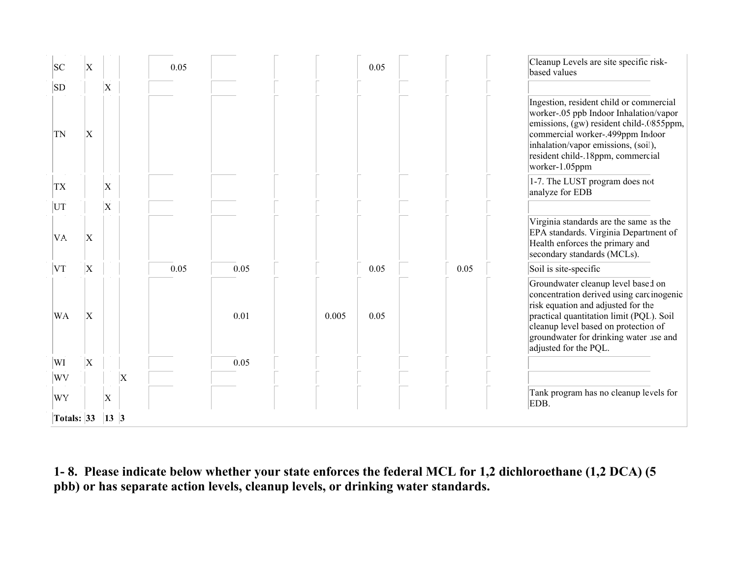| | | | | | | | | | | | | |
|---|---|---|---|---|---|---|---|---|---|---|---|---|
| SC | X | | | 0.05 | | | | 0.05 | | | | Cleanup Levels are site specific risk-based values |
| SD | | X | | | | | | | | | | |
| TN | X | | | | | | | | | | | Ingestion, resident child or commercial worker-.05 ppb Indoor Inhalation/vapor emissions, (gw) resident child-.0855ppm, commercial worker-.499ppm Indoor inhalation/vapor emissions, (soil), resident child-.18ppm, commercial worker-1.05ppm |
| TX | | X | | | | | | | | | | 1-7. The LUST program does not analyze for EDB |
| UT | | X | | | | | | | | | | |
| VA | X | | | | | | | | | | | Virginia standards are the same as the EPA standards. Virginia Department of Health enforces the primary and secondary standards (MCLs). |
| VT | X | | | 0.05 | 0.05 | | | 0.05 | | 0.05 | | Soil is site-specific |
| WA | X | | | | 0.01 | | 0.005 | 0.05 | | | | Groundwater cleanup level based on concentration derived using carcinogenic risk equation and adjusted for the practical quantitation limit (PQL). Soil cleanup level based on protection of groundwater for drinking water use and adjusted for the PQL. |
| WI | X | | | | 0.05 | | | | | | | |
| WV | | | X | | | | | | | | | |
| WY | | X | | | | | | | | | | Tank program has no cleanup levels for EDB. |
| **Totals:** | **33** | **13** | **3** | | | | | | | | | |

**1- 8. Please indicate below whether your state enforces the federal MCL for 1,2 dichloroethane (1,2 DCA) (5 pbb) or has separate action levels, cleanup levels, or drinking water standards.**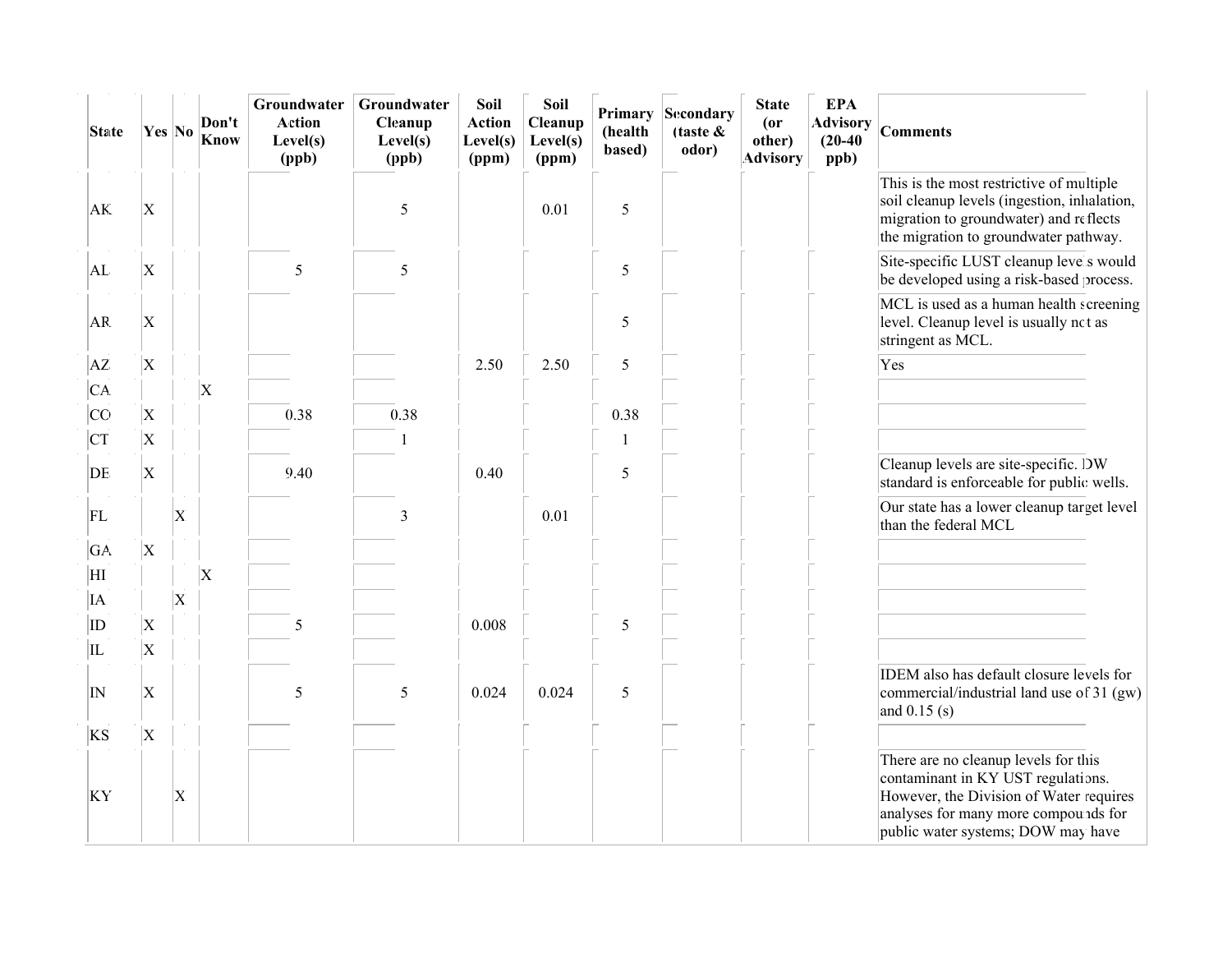| State | Yes | No | Don't Know | Groundwater Action Level(s) (ppb) | Groundwater Cleanup Level(s) (ppb) | Soil Action Level(s) (ppm) | Soil Cleanup Level(s) (ppm) | Primary (health based) | Secondary (taste & odor) | State (or other) Advisory | EPA Advisory (20-40 ppb) | Comments |
|---|---|---|---|---|---|---|---|---|---|---|---|---|
| AK | X | | | | 5 | | 0.01 | 5 | | | | This is the most restrictive of multiple soil cleanup levels (ingestion, inhalation, migration to groundwater) and reflects the migration to groundwater pathway. |
| AL | X | | | 5 | 5 | | | 5 | | | | Site-specific LUST cleanup levels would be developed using a risk-based process. |
| AR | X | | | | | | | 5 | | | | MCL is used as a human health screening level. Cleanup level is usually not as stringent as MCL. |
| AZ | X | | | | | 2.50 | 2.50 | 5 | | | | Yes |
| CA | | | X | | | | | | | | | |
| CO | X | | | 0.38 | 0.38 | | | 0.38 | | | | |
| CT | X | | | | 1 | | | 1 | | | | |
| DE | X | | | 9.40 | | 0.40 | | 5 | | | | Cleanup levels are site-specific. DW standard is enforceable for public wells. |
| FL | | X | | | 3 | | 0.01 | | | | | Our state has a lower cleanup target level than the federal MCL |
| GA | X | | | | | | | | | | | |
| HI | | | X | | | | | | | | | |
| IA | | X | | | | | | | | | | |
| ID | X | | | 5 | | 0.008 | | 5 | | | | |
| IL | X | | | | | | | | | | | |
| IN | X | | | 5 | 5 | 0.024 | 0.024 | 5 | | | | IDEM also has default closure levels for commercial/industrial land use of 31 (gw) and 0.15 (s) |
| KS | X | | | | | | | | | | | |
| KY | | X | | | | | | | | | | There are no cleanup levels for this contaminant in KY UST regulations. However, the Division of Water requires analyses for many more compounds for public water systems; DOW may have |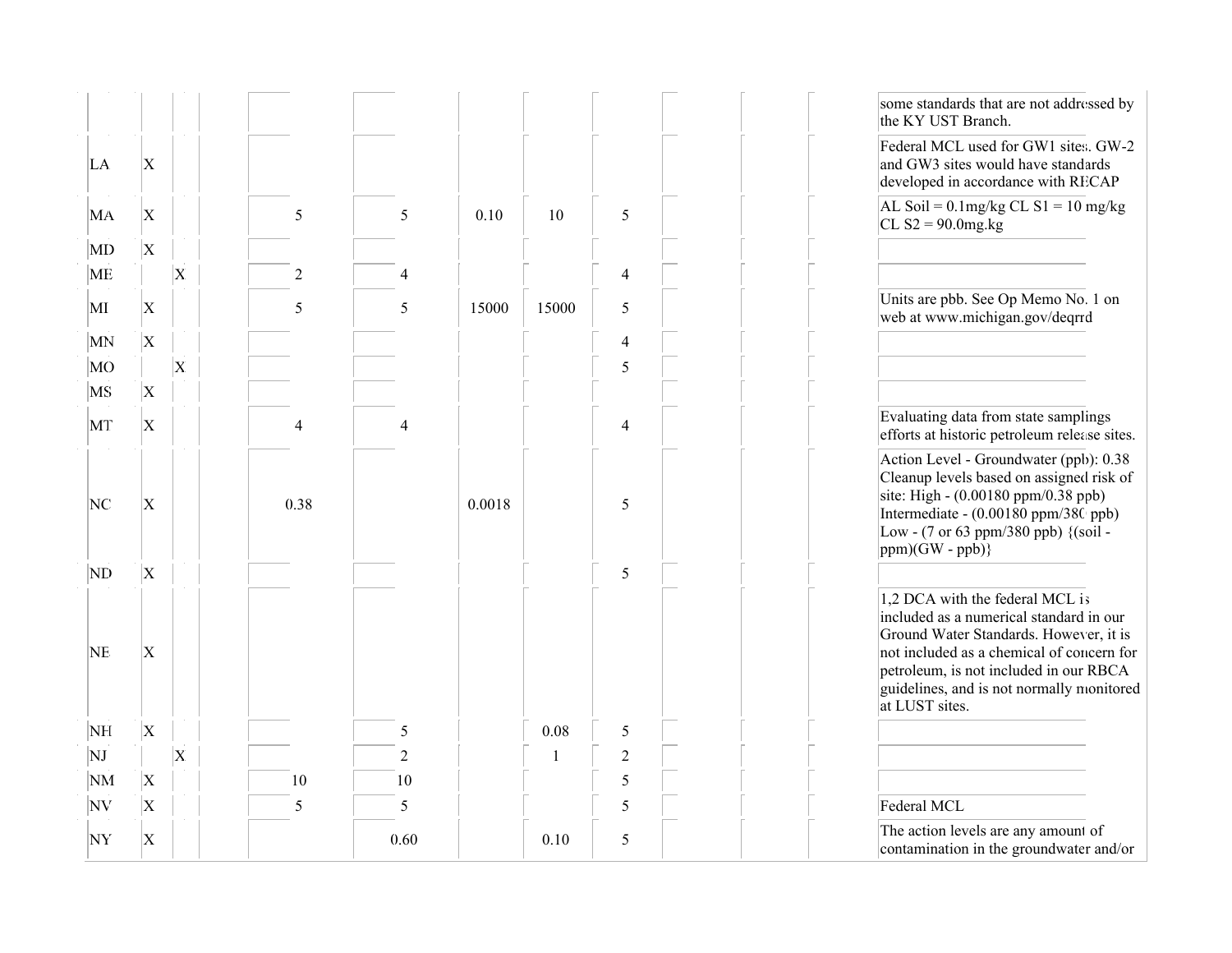| | | | | | | | | | | | | |
|---|---|---|---|---|---|---|---|---|---|---|---|---|
| | | | | | | | | | | | | some standards that are not addressed by the KY UST Branch. |
| LA | X | | | | | | | | | | | Federal MCL used for GW1 sites. GW-2 and GW3 sites would have standards developed in accordance with RECAP |
| MA | X | | | 5 | 5 | 0.10 | 10 | 5 | | | | AL Soil = 0.1mg/kg CL S1 = 10 mg/kg CL S2 = 90.0mg.kg |
| MD | X | | | | | | | | | | | |
| ME | | X | | 2 | 4 | | | 4 | | | | |
| MI | X | | | 5 | 5 | 15000 | 15000 | 5 | | | | Units are pbb. See Op Memo No. 1 on web at www.michigan.gov/deqrrd |
| MN | X | | | | | | | 4 | | | | |
| MO | | X | | | | | | 5 | | | | |
| MS | X | | | | | | | | | | | |
| MT | X | | | 4 | 4 | | | 4 | | | | Evaluating data from state samplings efforts at historic petroleum release sites. |
| NC | X | | | 0.38 | | 0.0018 | | 5 | | | | Action Level - Groundwater (ppb): 0.38 Cleanup levels based on assigned risk of site: High - (0.00180 ppm/0.38 ppb) Intermediate - (0.00180 ppm/380 ppb) Low - (7 or 63 ppm/380 ppb) {(soil - ppm)(GW - ppb)} |
| ND | X | | | | | | | 5 | | | | |
| NE | X | | | | | | | | | | | 1,2 DCA with the federal MCL is included as a numerical standard in our Ground Water Standards. However, it is not included as a chemical of concern for petroleum, is not included in our RBCA guidelines, and is not normally monitored at LUST sites. |
| NH | X | | | | 5 | | 0.08 | 5 | | | | |
| NJ | | X | | | 2 | | 1 | 2 | | | | |
| NM | X | | | 10 | 10 | | | 5 | | | | |
| NV | X | | | 5 | 5 | | | 5 | | | | Federal MCL |
| NY | X | | | | 0.60 | | 0.10 | 5 | | | | The action levels are any amount of contamination in the groundwater and/or |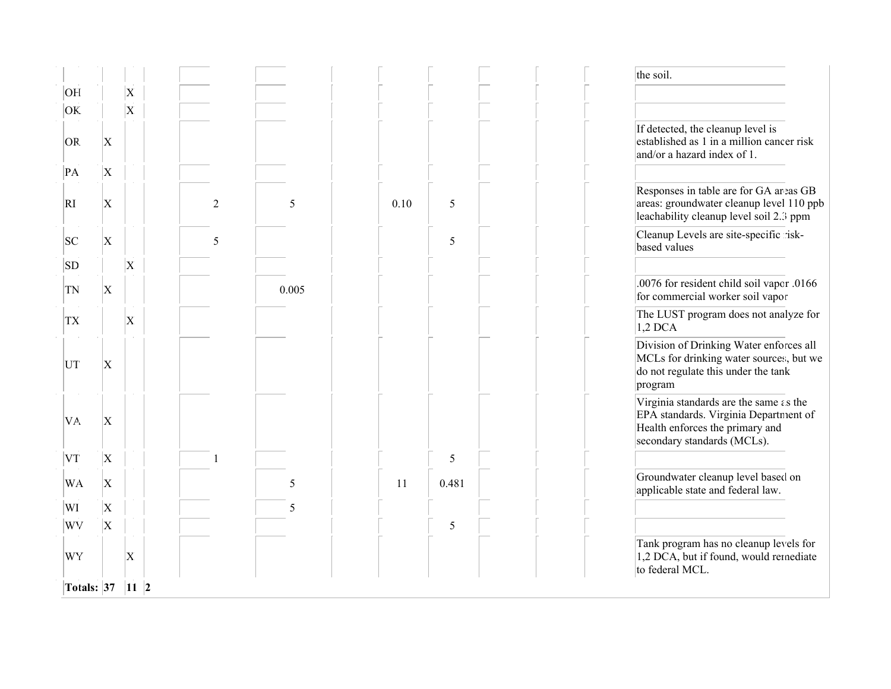| | | | | | | | | | | | | |
|---|---|---|---|---|---|---|---|---|---|---|---|---|
| | | | | | | | | | | | | the soil. |
| OH | | X | | | | | | | | | | |
| OK | | X | | | | | | | | | | |
| OR | X | | | | | | | | | | | If detected, the cleanup level is established as 1 in a million cancer risk and/or a hazard index of 1. |
| PA | X | | | | | | | | | | | |
| RI | X | | | 2 | 5 | | 0.10 | 5 | | | | Responses in table are for GA areas GB areas: groundwater cleanup level 110 ppb leachability cleanup level soil 2.3 ppm |
| SC | X | | | 5 | | | | 5 | | | | Cleanup Levels are site-specific risk-based values |
| SD | | X | | | | | | | | | | |
| TN | X | | | | 0.005 | | | | | | | .0076 for resident child soil vapor .0166 for commercial worker soil vapor |
| TX | | X | | | | | | | | | | The LUST program does not analyze for 1,2 DCA |
| UT | X | | | | | | | | | | | Division of Drinking Water enforces all MCLs for drinking water sources, but we do not regulate this under the tank program |
| VA | X | | | | | | | | | | | Virginia standards are the same as the EPA standards. Virginia Department of Health enforces the primary and secondary standards (MCLs). |
| VT | X | | | 1 | | | | 5 | | | | |
| WA | X | | | | 5 | | 11 | 0.481 | | | | Groundwater cleanup level based on applicable state and federal law. |
| WI | X | | | | 5 | | | | | | | |
| WV | X | | | | | | | 5 | | | | |
| WY | | X | | | | | | | | | | Tank program has no cleanup levels for 1,2 DCA, but if found, would remediate to federal MCL. |
| **Totals:** | **37** | **11** | **2** | | | | | | | | | |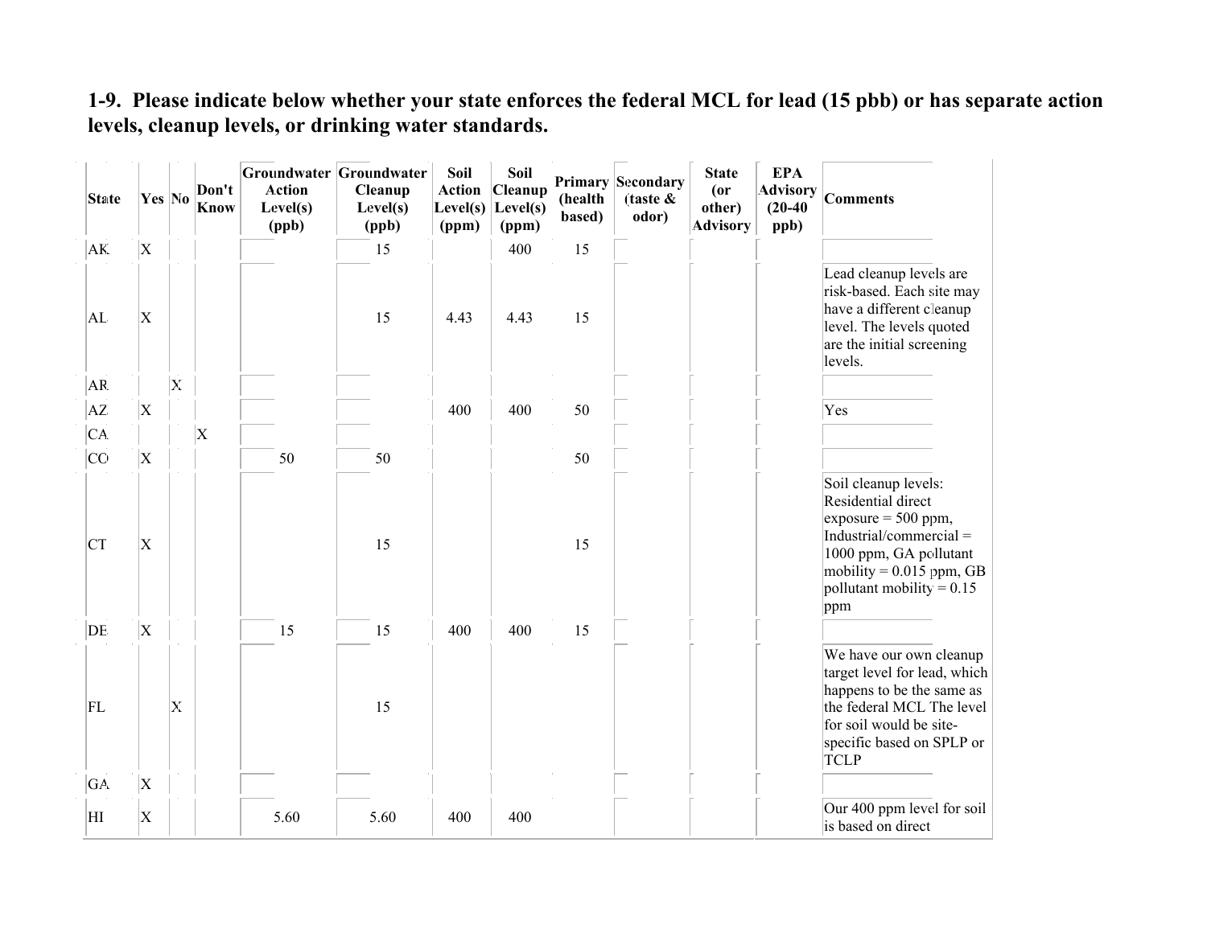**1-9. Please indicate below whether your state enforces the federal MCL for lead (15 pbb) or has separate action levels, cleanup levels, or drinking water standards.**

| State | Yes | No | Don't Know | Groundwater Action Level(s) (ppb) | Groundwater Cleanup Level(s) (ppb) | Soil Action Level(s) (ppm) | Soil Cleanup Level(s) (ppm) | Primary (health based) | Secondary (taste & odor) | State (or other) Advisory | EPA Advisory (20-40 ppb) | Comments |
|---|---|---|---|---|---|---|---|---|---|---|---|---|
| AK | X | | | | 15 | | 400 | 15 | | | | |
| AL | X | | | | 15 | 4.43 | 4.43 | 15 | | | | Lead cleanup levels are risk-based. Each site may have a different cleanup level. The levels quoted are the initial screening levels. |
| AR | | X | | | | | | | | | | |
| AZ | X | | | | | 400 | 400 | 50 | | | | Yes |
| CA | | | X | | | | | | | | | |
| CO | X | | | 50 | 50 | | | 50 | | | | |
| CT | X | | | | 15 | | | 15 | | | | Soil cleanup levels: Residential direct exposure = 500 ppm, Industrial/commercial = 1000 ppm, GA pollutant mobility = 0.015 ppm, GB pollutant mobility = 0.15 ppm |
| DE | X | | | 15 | 15 | 400 | 400 | 15 | | | | |
| FL | | X | | | 15 | | | | | | | We have our own cleanup target level for lead, which happens to be the same as the federal MCL The level for soil would be site-specific based on SPLP or TCLP |
| GA | X | | | | | | | | | | | |
| HI | X | | | 5.60 | 5.60 | 400 | 400 | | | | | Our 400 ppm level for soil is based on direct |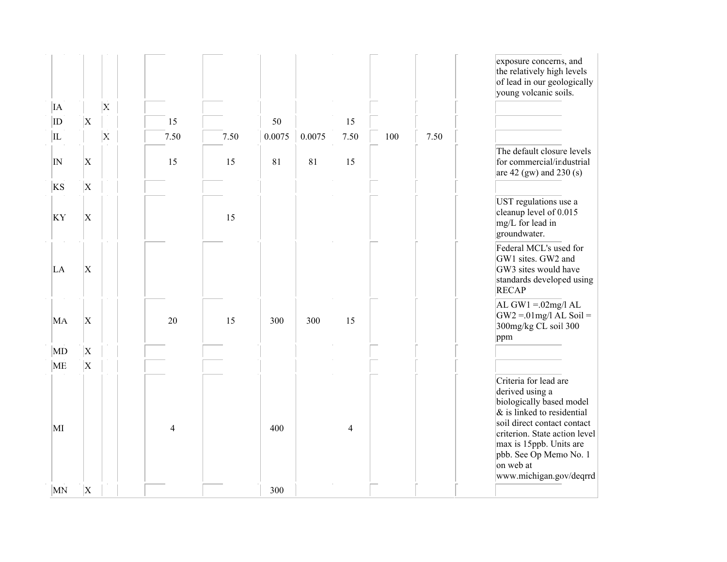| | | | | | | | | | | | | |
|---|---|---|---|---|---|---|---|---|---|---|---|---|
| | | | | | | | | | | | | exposure concerns, and the relatively high levels of lead in our geologically young volcanic soils. |
| IA | | X | | | | | | | | | | |
| ID | X | | | 15 | | 50 | | 15 | | | | |
| IL | | X | | 7.50 | 7.50 | 0.0075 | 0.0075 | 7.50 | 100 | 7.50 | | |
| IN | X | | | 15 | 15 | 81 | 81 | 15 | | | | The default closure levels for commercial/industrial are 42 (gw) and 230 (s) |
| KS | X | | | | | | | | | | | |
| KY | X | | | | 15 | | | | | | | UST regulations use a cleanup level of 0.015 mg/L for lead in groundwater. |
| LA | X | | | | | | | | | | | Federal MCL's used for GW1 sites. GW2 and GW3 sites would have standards developed using RECAP |
| MA | X | | | 20 | 15 | 300 | 300 | 15 | | | | AL GW1 =.02mg/l AL GW2 =.01mg/l AL Soil = 300mg/kg CL soil 300 ppm |
| MD | X | | | | | | | | | | | |
| ME | X | | | | | | | | | | | |
| MI | | | | 4 | | 400 | | 4 | | | | Criteria for lead are derived using a biologically based model & is linked to residential soil direct contact contact criterion. State action level max is 15ppb. Units are pbb. See Op Memo No. 1 on web at www.michigan.gov/deqrrd |
| MN | X | | | | | 300 | | | | | | |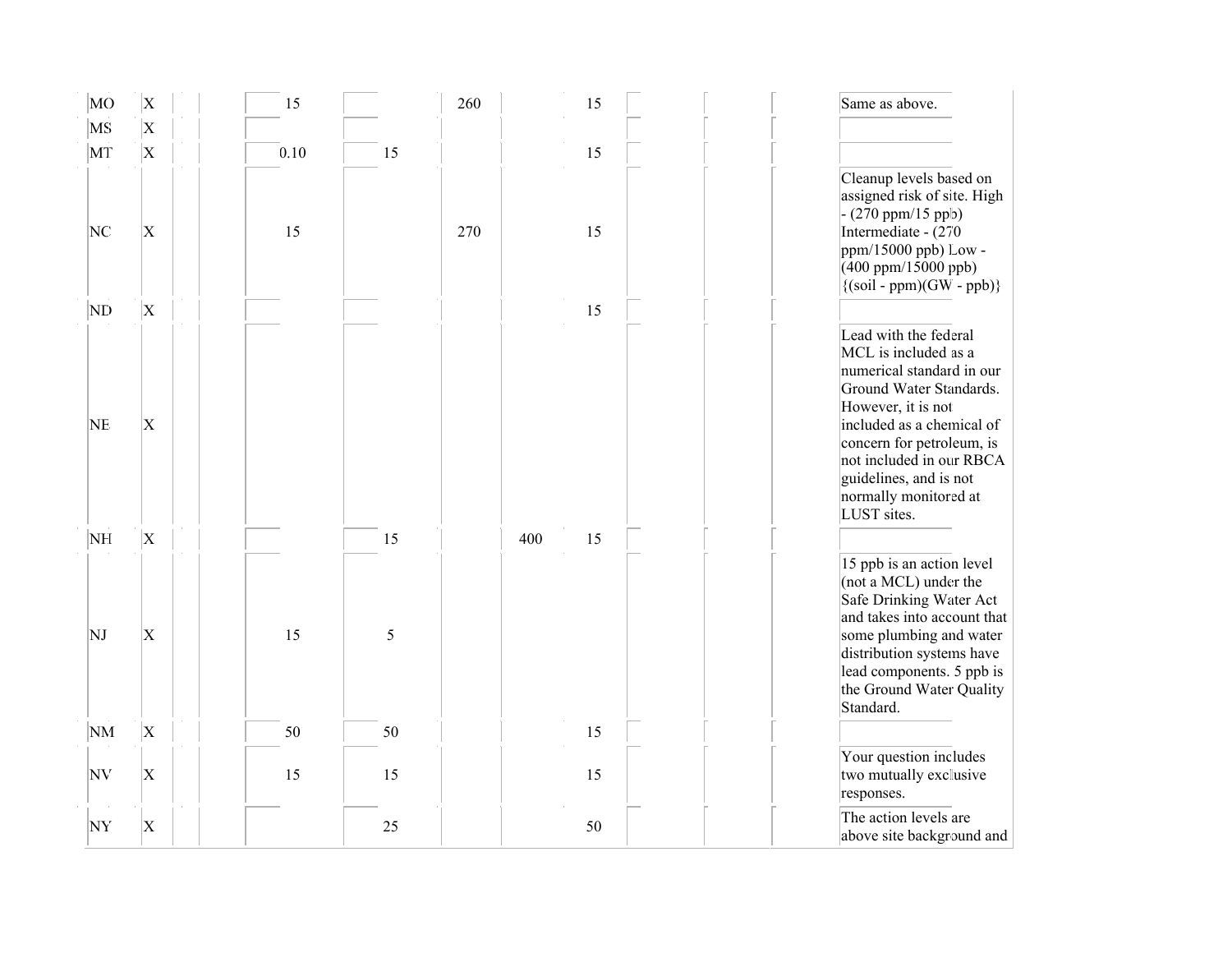| | | | | | | | | | | | | |
|---|---|---|---|---|---|---|---|---|---|---|---|---|
| MO | X | | | 15 | | 260 | | 15 | | | | Same as above. |
| MS | X | | | | | | | | | | | |
| MT | X | | | 0.10 | 15 | | | 15 | | | | |
| NC | X | | | 15 | | 270 | | 15 | | | | Cleanup levels based on assigned risk of site. High - (270 ppm/15 ppb) Intermediate - (270 ppm/15000 ppb) Low - (400 ppm/15000 ppb) {(soil - ppm)(GW - ppb)} |
| ND | X | | | | | | | 15 | | | | |
| NE | X | | | | | | | | | | | Lead with the federal MCL is included as a numerical standard in our Ground Water Standards. However, it is not included as a chemical of concern for petroleum, is not included in our RBCA guidelines, and is not normally monitored at LUST sites. |
| NH | X | | | | 15 | | 400 | 15 | | | | |
| NJ | X | | | 15 | 5 | | | | | | | 15 ppb is an action level (not a MCL) under the Safe Drinking Water Act and takes into account that some plumbing and water distribution systems have lead components. 5 ppb is the Ground Water Quality Standard. |
| NM | X | | | 50 | 50 | | | 15 | | | | |
| NV | X | | | 15 | 15 | | | 15 | | | | Your question includes two mutually exclusive responses. |
| NY | X | | | | 25 | | | 50 | | | | The action levels are above site background and |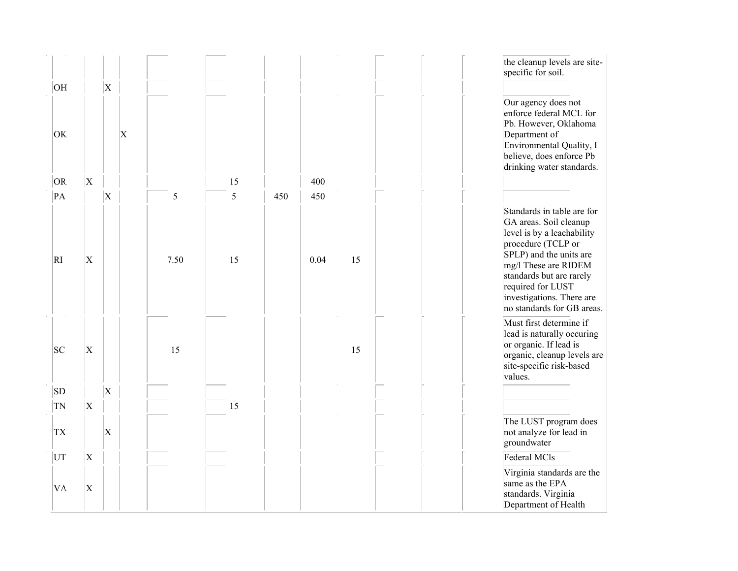| | | | | | | | | | | | | |
|---|---|---|---|---|---|---|---|---|---|---|---|---|
| | | | | | | | | | | | | the cleanup levels are site-specific for soil. |
| OH | | X | | | | | | | | | | |
| OK | | | X | | | | | | | | | Our agency does not enforce federal MCL for Pb. However, Oklahoma Department of Environmental Quality, I believe, does enforce Pb drinking water standards. |
| OR | X | | | | 15 | | 400 | | | | | |
| PA | | X | | 5 | 5 | 450 | 450 | | | | | |
| RI | X | | | 7.50 | 15 | | 0.04 | 15 | | | | Standards in table are for GA areas. Soil cleanup level is by a leachability procedure (TCLP or SPLP) and the units are mg/l These are RIDEM standards but are rarely required for LUST investigations. There are no standards for GB areas. |
| SC | X | | | 15 | | | | 15 | | | | Must first determine if lead is naturally occuring or organic. If lead is organic, cleanup levels are site-specific risk-based values. |
| SD | | X | | | | | | | | | | |
| TN | X | | | | 15 | | | | | | | |
| TX | | X | | | | | | | | | | The LUST program does not analyze for lead in groundwater |
| UT | X | | | | | | | | | | | Federal MCls |
| VA | X | | | | | | | | | | | Virginia standards are the same as the EPA standards. Virginia Department of Health |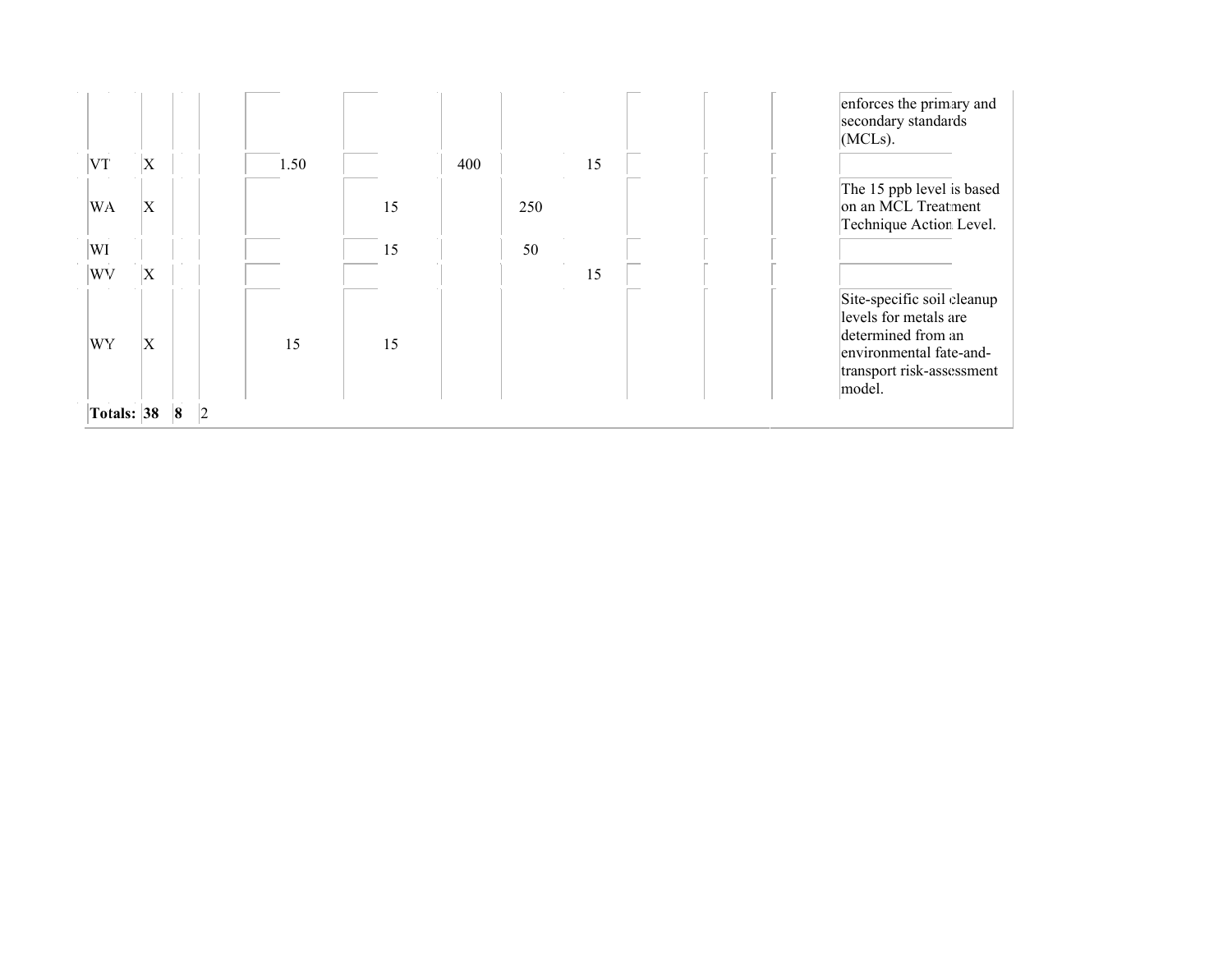| | | | | | | | | | | | | |
|---|---|---|---|---|---|---|---|---|---|---|---|---|
| | | | | | | | | | | | | enforces the primary and secondary standards (MCLs). |
| VT | X | | | 1.50 | | 400 | | 15 | | | | |
| WA | X | | | | 15 | | 250 | | | | | The 15 ppb level is based on an MCL Treatment Technique Action Level. |
| WI | | | | | 15 | | 50 | | | | | |
| WV | X | | | | | | | 15 | | | | |
| WY | X | | | 15 | 15 | | | | | | | Site-specific soil cleanup levels for metals are determined from an environmental fate-and-transport risk-assessment model. |
| **Totals:** | **38** | **8** | 2 | | | | | | | | | |